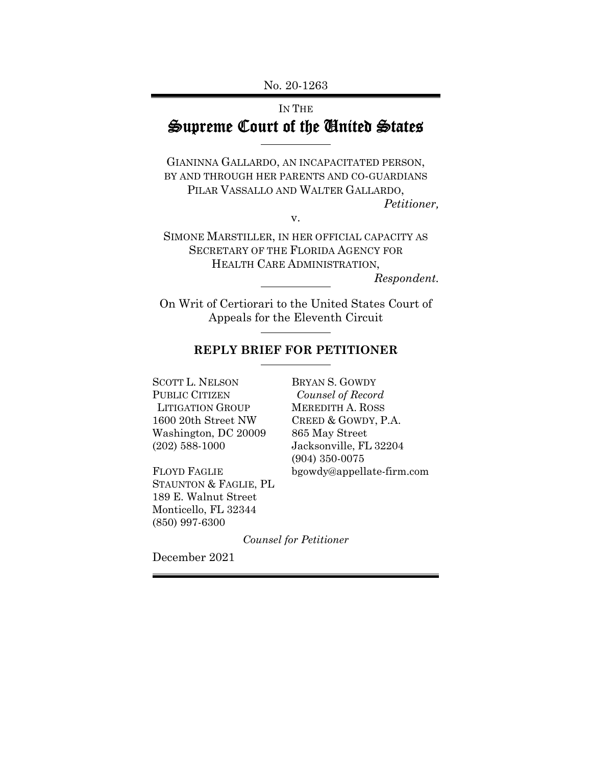No. 20-1263

IN THE

# Supreme Court of the United States

GIANINNA GALLARDO, AN INCAPACITATED PERSON, BY AND THROUGH HER PARENTS AND CO-GUARDIANS PILAR VASSALLO AND WALTER GALLARDO,

*Petitioner,*

v.

SIMONE MARSTILLER, IN HER OFFICIAL CAPACITY AS SECRETARY OF THE FLORIDA AGENCY FOR HEALTH CARE ADMINISTRATION,

*Respondent.*

On Writ of Certiorari to the United States Court of Appeals for the Eleventh Circuit

## REPLY BRIEF FOR PETITIONER

SCOTT L. NELSON
PUBLIC CITIZEN
LITIGATION GROUP
1600 20th Street NW
Washington, DC 20009
(202) 588-1000

FLOYD FAGLIE
STAUNTON & FAGLIE, PL
189 E. Walnut Street
Monticello, FL 32344
(850) 997-6300

BRYAN S. GOWDY
*Counsel of Record*
MEREDITH A. ROSS
CREED & GOWDY, P.A.
865 May Street
Jacksonville, FL 32204
(904) 350-0075
bgowdy@appellate-firm.com

*Counsel for Petitioner*

December 2021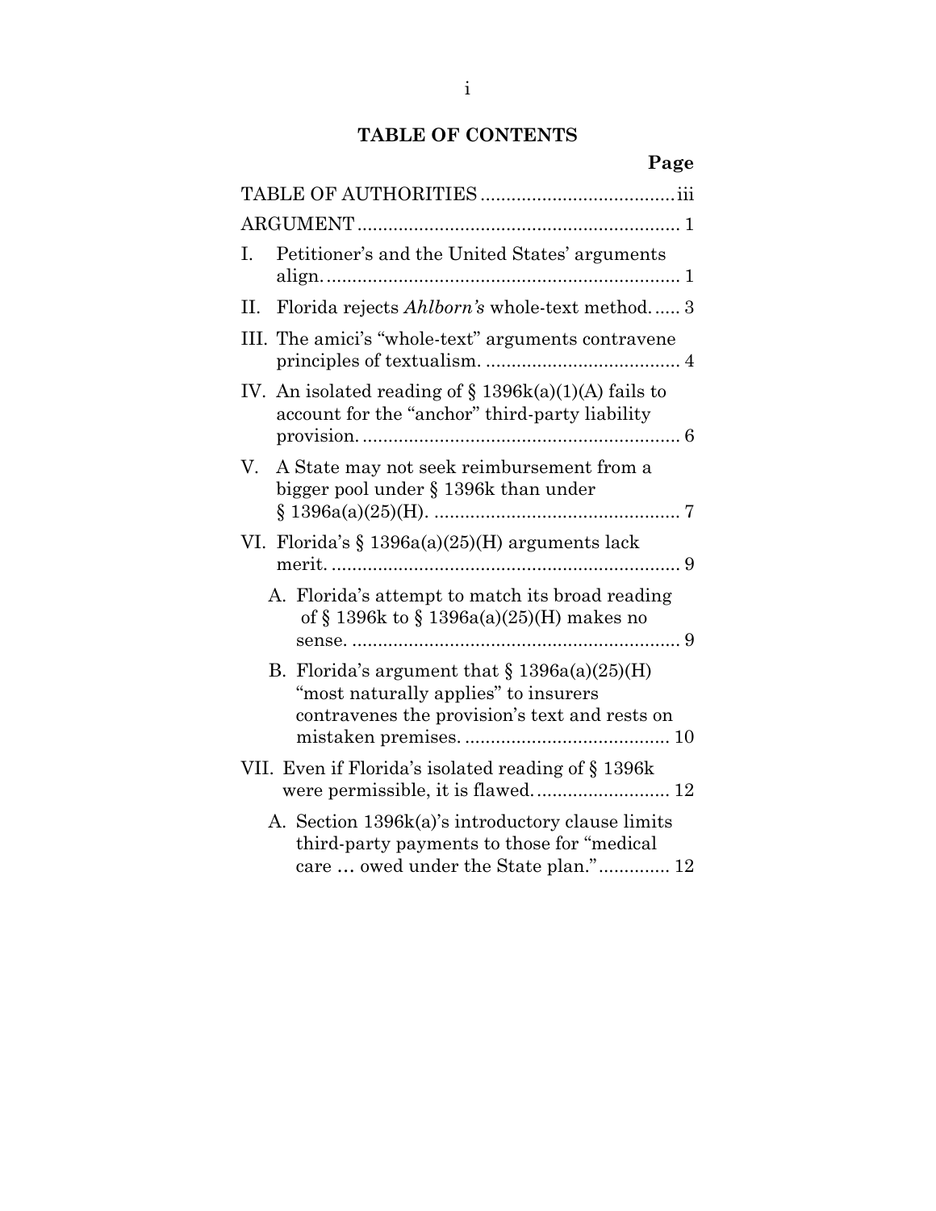# TABLE OF CONTENTS

| | Page |
|---|---|
| TABLE OF AUTHORITIES | iii |
| ARGUMENT | 1 |
| I. Petitioner's and the United States' arguments align. | 1 |
| II. Florida rejects *Ahlborn's* whole-text method. | 3 |
| III. The amici's "whole-text" arguments contravene principles of textualism. | 4 |
| IV. An isolated reading of § 1396k(a)(1)(A) fails to account for the "anchor" third-party liability provision. | 6 |
| V. A State may not seek reimbursement from a bigger pool under § 1396k than under § 1396a(a)(25)(H). | 7 |
| VI. Florida's § 1396a(a)(25)(H) arguments lack merit. | 9 |
| A. Florida's attempt to match its broad reading of § 1396k to § 1396a(a)(25)(H) makes no sense. | 9 |
| B. Florida's argument that § 1396a(a)(25)(H) "most naturally applies" to insurers contravenes the provision's text and rests on mistaken premises. | 10 |
| VII. Even if Florida's isolated reading of § 1396k were permissible, it is flawed. | 12 |
| A. Section 1396k(a)'s introductory clause limits third-party payments to those for "medical care … owed under the State plan." | 12 |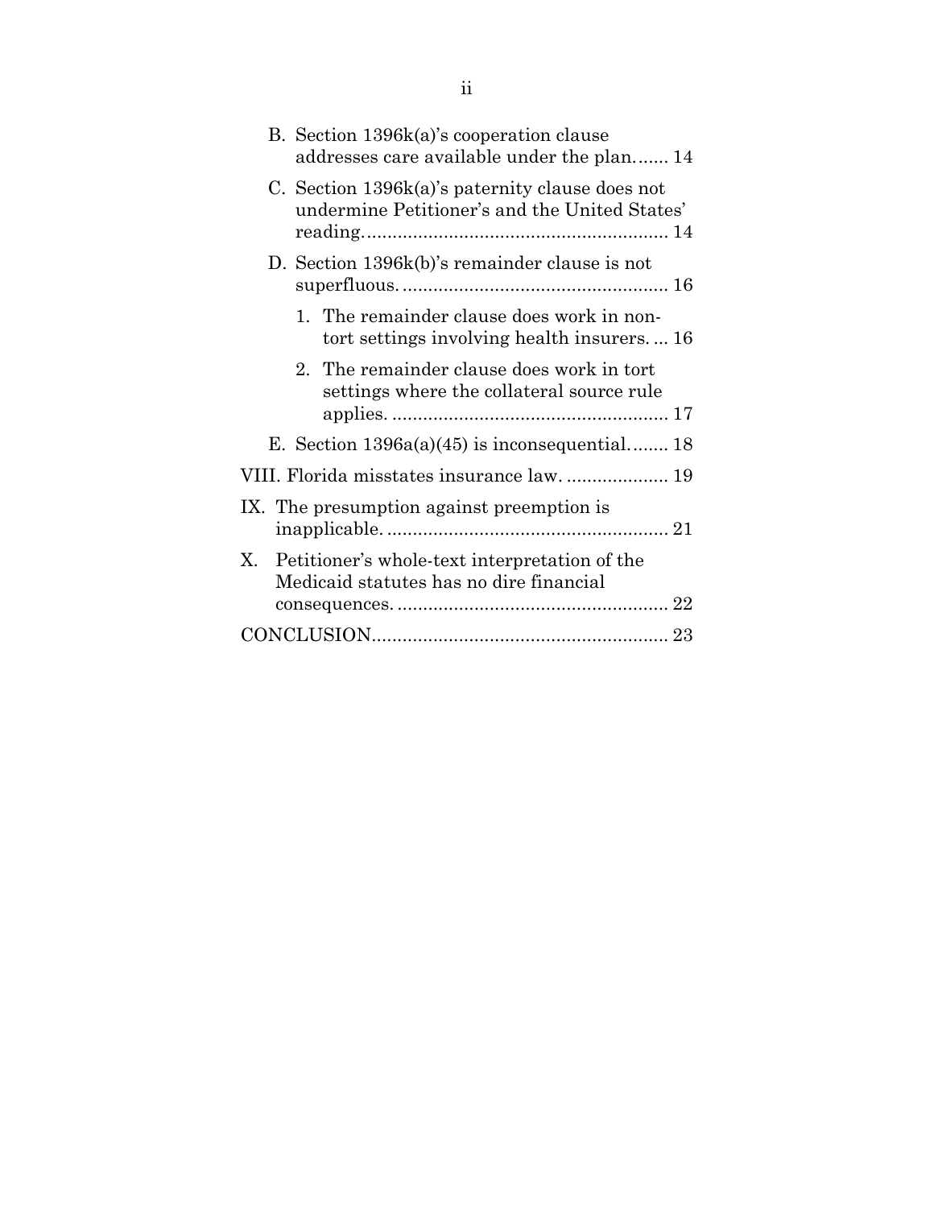- B. Section 1396k(a)'s cooperation clause addresses care available under the plan....... 14
- C. Section 1396k(a)'s paternity clause does not undermine Petitioner's and the United States' reading............................................................ 14
- D. Section 1396k(b)'s remainder clause is not superfluous.................................................... 16
  1. The remainder clause does work in non-tort settings involving health insurers. ... 16
  2. The remainder clause does work in tort settings where the collateral source rule applies. ...................................................... 17
- E. Section 1396a(a)(45) is inconsequential........ 18

VIII. Florida misstates insurance law. .................... 19

IX. The presumption against preemption is inapplicable. ....................................................... 21

X. Petitioner's whole-text interpretation of the Medicaid statutes has no dire financial consequences. ..................................................... 22

CONCLUSION......................................................... 23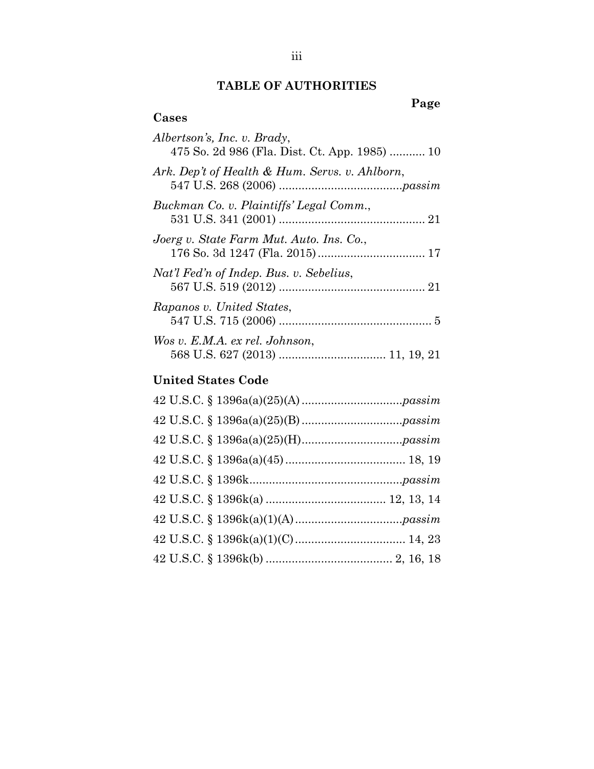# TABLE OF AUTHORITIES

**Page**

## Cases

*Albertson's, Inc. v. Brady*, 475 So. 2d 986 (Fla. Dist. Ct. App. 1985) ........... 10

*Ark. Dep't of Health & Hum. Servs. v. Ahlborn*, 547 U.S. 268 (2006) ......................................*passim*

*Buckman Co. v. Plaintiffs' Legal Comm.*, 531 U.S. 341 (2001) ............................................. 21

*Joerg v. State Farm Mut. Auto. Ins. Co.*, 176 So. 3d 1247 (Fla. 2015)................................. 17

*Nat'l Fed'n of Indep. Bus. v. Sebelius*, 567 U.S. 519 (2012) ............................................. 21

*Rapanos v. United States*, 547 U.S. 715 (2006) ............................................... 5

*Wos v. E.M.A. ex rel. Johnson*, 568 U.S. 627 (2013) ................................ 11, 19, 21

## United States Code

42 U.S.C. § 1396a(a)(25)(A) ..............................*passim*

42 U.S.C. § 1396a(a)(25)(B) ..............................*passim*

42 U.S.C. § 1396a(a)(25)(H)..............................*passim*

42 U.S.C. § 1396a(a)(45) .................................... 18, 19

42 U.S.C. § 1396k...............................................*passim*

42 U.S.C. § 1396k(a) .................................... 12, 13, 14

42 U.S.C. § 1396k(a)(1)(A) ................................*passim*

42 U.S.C. § 1396k(a)(1)(C) ................................. 14, 23

42 U.S.C. § 1396k(b) ...................................... 2, 16, 18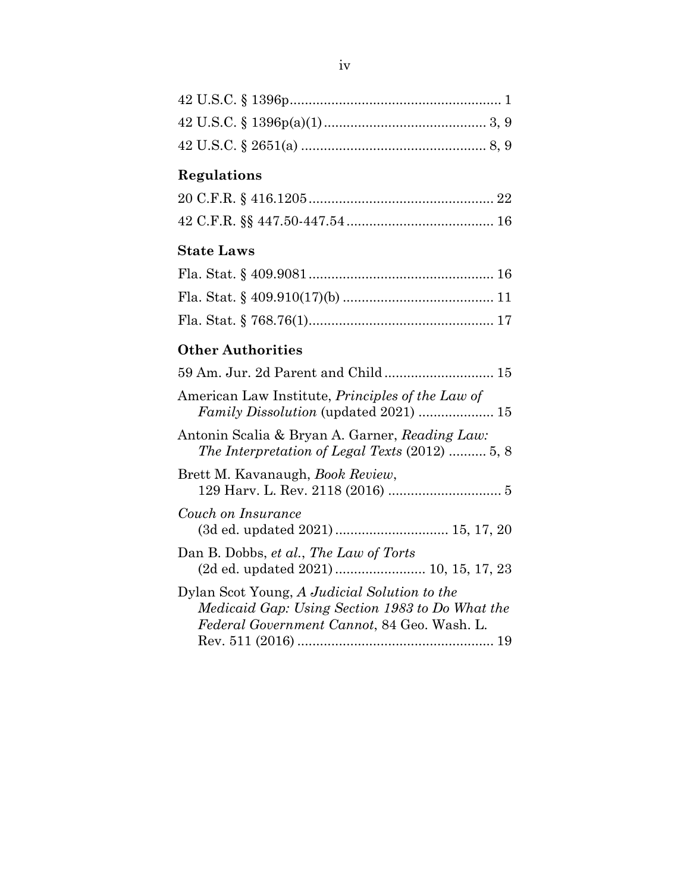42 U.S.C. § 1396p........................................................ 1

42 U.S.C. § 1396p(a)(1)........................................... 3, 9

42 U.S.C. § 2651(a) ................................................ 8, 9

## Regulations

20 C.F.R. § 416.1205................................................ 22

42 C.F.R. §§ 447.50-447.54...................................... 16

## State Laws

Fla. Stat. § 409.9081................................................ 16

Fla. Stat. § 409.910(17)(b) ....................................... 11

Fla. Stat. § 768.76(1)................................................ 17

## Other Authorities

59 Am. Jur. 2d Parent and Child............................ 15

American Law Institute, *Principles of the Law of Family Dissolution* (updated 2021) .................... 15

Antonin Scalia & Bryan A. Garner, *Reading Law: The Interpretation of Legal Texts* (2012) .......... 5, 8

Brett M. Kavanaugh, *Book Review*, 129 Harv. L. Rev. 2118 (2016) .............................. 5

*Couch on Insurance* (3d ed. updated 2021).............................. 15, 17, 20

Dan B. Dobbs, *et al.*, *The Law of Torts* (2d ed. updated 2021)........................ 10, 15, 17, 23

Dylan Scot Young, *A Judicial Solution to the Medicaid Gap: Using Section 1983 to Do What the Federal Government Cannot*, 84 Geo. Wash. L. Rev. 511 (2016) ................................................... 19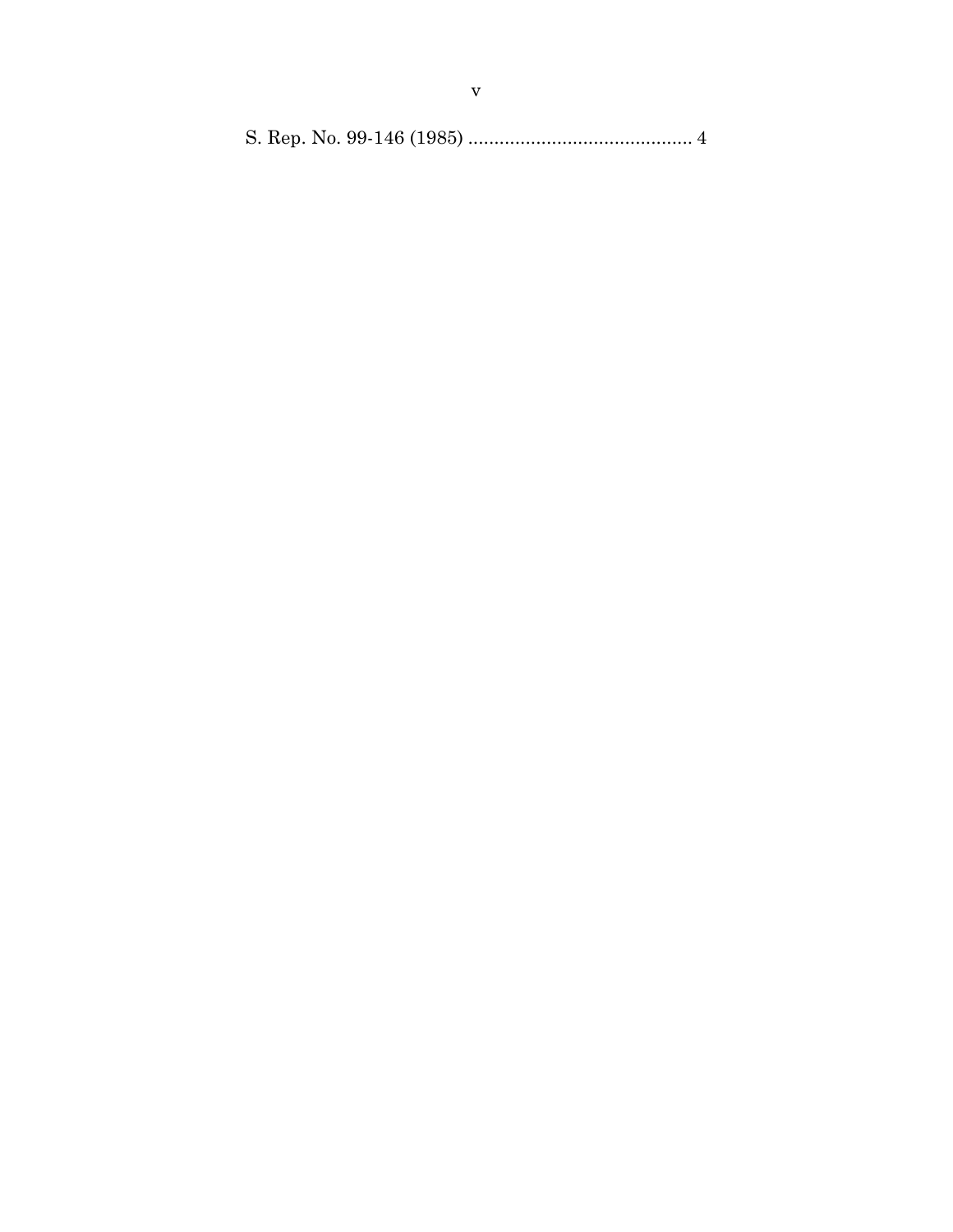S. Rep. No. 99-146 (1985) ........................................... 4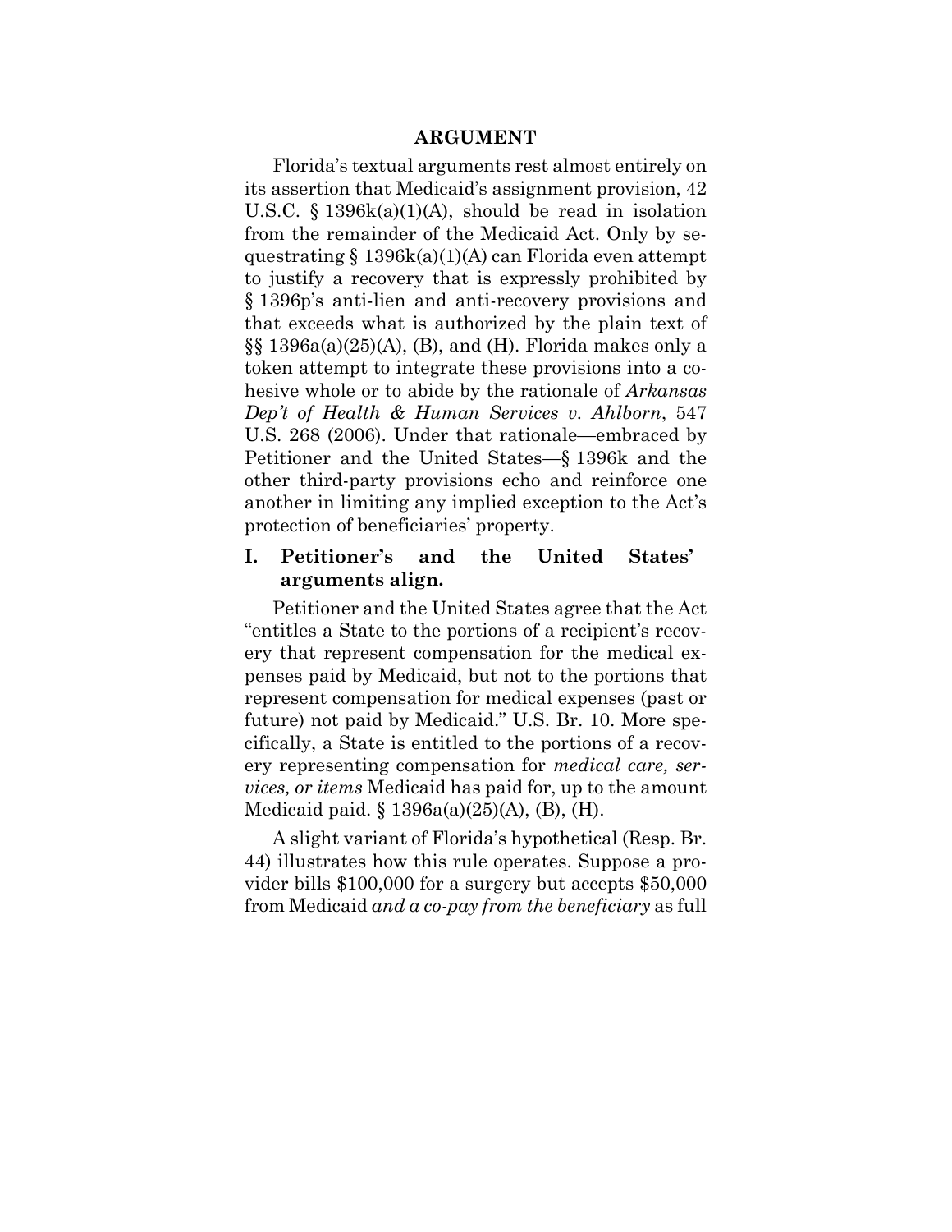## ARGUMENT

Florida's textual arguments rest almost entirely on its assertion that Medicaid's assignment provision, 42 U.S.C. § 1396k(a)(1)(A), should be read in isolation from the remainder of the Medicaid Act. Only by sequestrating § 1396k(a)(1)(A) can Florida even attempt to justify a recovery that is expressly prohibited by § 1396p's anti-lien and anti-recovery provisions and that exceeds what is authorized by the plain text of §§ 1396a(a)(25)(A), (B), and (H). Florida makes only a token attempt to integrate these provisions into a cohesive whole or to abide by the rationale of *Arkansas Dep't of Health & Human Services v. Ahlborn*, 547 U.S. 268 (2006). Under that rationale—embraced by Petitioner and the United States—§ 1396k and the other third-party provisions echo and reinforce one another in limiting any implied exception to the Act's protection of beneficiaries' property.

### I. Petitioner's and the United States' arguments align.

Petitioner and the United States agree that the Act "entitles a State to the portions of a recipient's recovery that represent compensation for the medical expenses paid by Medicaid, but not to the portions that represent compensation for medical expenses (past or future) not paid by Medicaid." U.S. Br. 10. More specifically, a State is entitled to the portions of a recovery representing compensation for *medical care, services, or items* Medicaid has paid for, up to the amount Medicaid paid. § 1396a(a)(25)(A), (B), (H).

A slight variant of Florida's hypothetical (Resp. Br. 44) illustrates how this rule operates. Suppose a provider bills $100,000 for a surgery but accepts $50,000 from Medicaid *and a co-pay from the beneficiary* as full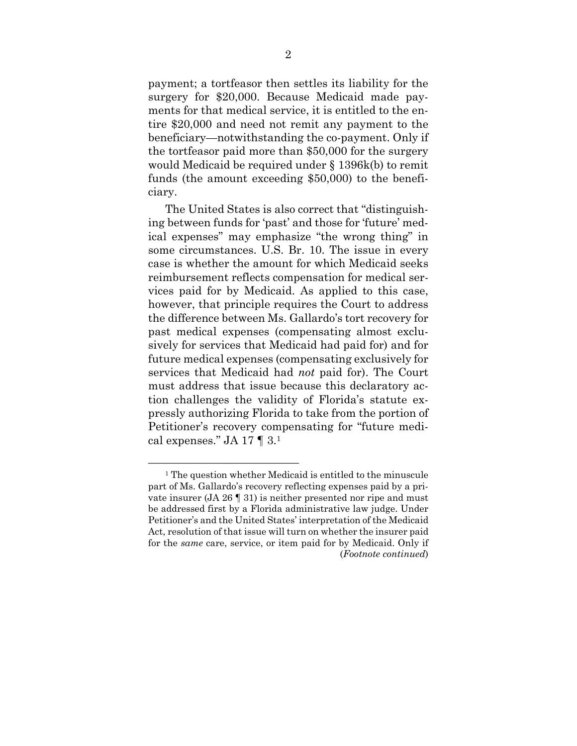payment; a tortfeasor then settles its liability for the surgery for $20,000. Because Medicaid made payments for that medical service, it is entitled to the entire $20,000 and need not remit any payment to the beneficiary—notwithstanding the co-payment. Only if the tortfeasor paid more than $50,000 for the surgery would Medicaid be required under § 1396k(b) to remit funds (the amount exceeding $50,000) to the beneficiary.

The United States is also correct that "distinguishing between funds for 'past' and those for 'future' medical expenses" may emphasize "the wrong thing" in some circumstances. U.S. Br. 10. The issue in every case is whether the amount for which Medicaid seeks reimbursement reflects compensation for medical services paid for by Medicaid. As applied to this case, however, that principle requires the Court to address the difference between Ms. Gallardo's tort recovery for past medical expenses (compensating almost exclusively for services that Medicaid had paid for) and for future medical expenses (compensating exclusively for services that Medicaid had *not* paid for). The Court must address that issue because this declaratory action challenges the validity of Florida's statute expressly authorizing Florida to take from the portion of Petitioner's recovery compensating for "future medical expenses." JA 17 ¶ 3.[1]

---

[1] The question whether Medicaid is entitled to the minuscule part of Ms. Gallardo's recovery reflecting expenses paid by a private insurer (JA 26 ¶ 31) is neither presented nor ripe and must be addressed first by a Florida administrative law judge. Under Petitioner's and the United States' interpretation of the Medicaid Act, resolution of that issue will turn on whether the insurer paid for the *same* care, service, or item paid for by Medicaid. Only if (*Footnote continued*)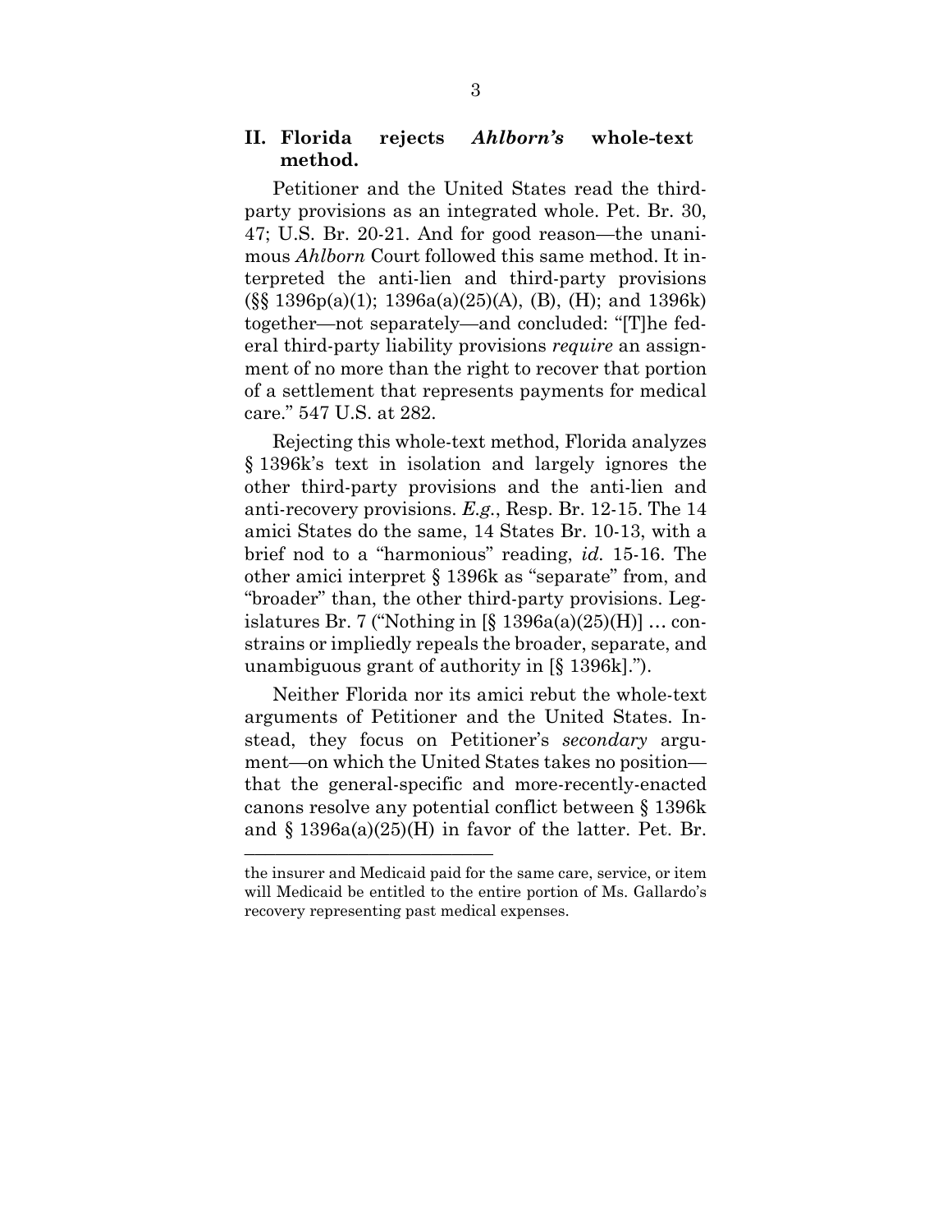## II. Florida rejects *Ahlborn's* whole-text method.

Petitioner and the United States read the third-party provisions as an integrated whole. Pet. Br. 30, 47; U.S. Br. 20-21. And for good reason—the unanimous *Ahlborn* Court followed this same method. It interpreted the anti-lien and third-party provisions (§§ 1396p(a)(1); 1396a(a)(25)(A), (B), (H); and 1396k) together—not separately—and concluded: "[T]he federal third-party liability provisions *require* an assignment of no more than the right to recover that portion of a settlement that represents payments for medical care." 547 U.S. at 282.

Rejecting this whole-text method, Florida analyzes § 1396k's text in isolation and largely ignores the other third-party provisions and the anti-lien and anti-recovery provisions. *E.g.*, Resp. Br. 12-15. The 14 amici States do the same, 14 States Br. 10-13, with a brief nod to a "harmonious" reading, *id.* 15-16. The other amici interpret § 1396k as "separate" from, and "broader" than, the other third-party provisions. Legislatures Br. 7 ("Nothing in [§ 1396a(a)(25)(H)] … constrains or impliedly repeals the broader, separate, and unambiguous grant of authority in [§ 1396k].").

Neither Florida nor its amici rebut the whole-text arguments of Petitioner and the United States. Instead, they focus on Petitioner's *secondary* argument—on which the United States takes no position—that the general-specific and more-recently-enacted canons resolve any potential conflict between § 1396k and § 1396a(a)(25)(H) in favor of the latter. Pet. Br.

---

the insurer and Medicaid paid for the same care, service, or item will Medicaid be entitled to the entire portion of Ms. Gallardo's recovery representing past medical expenses.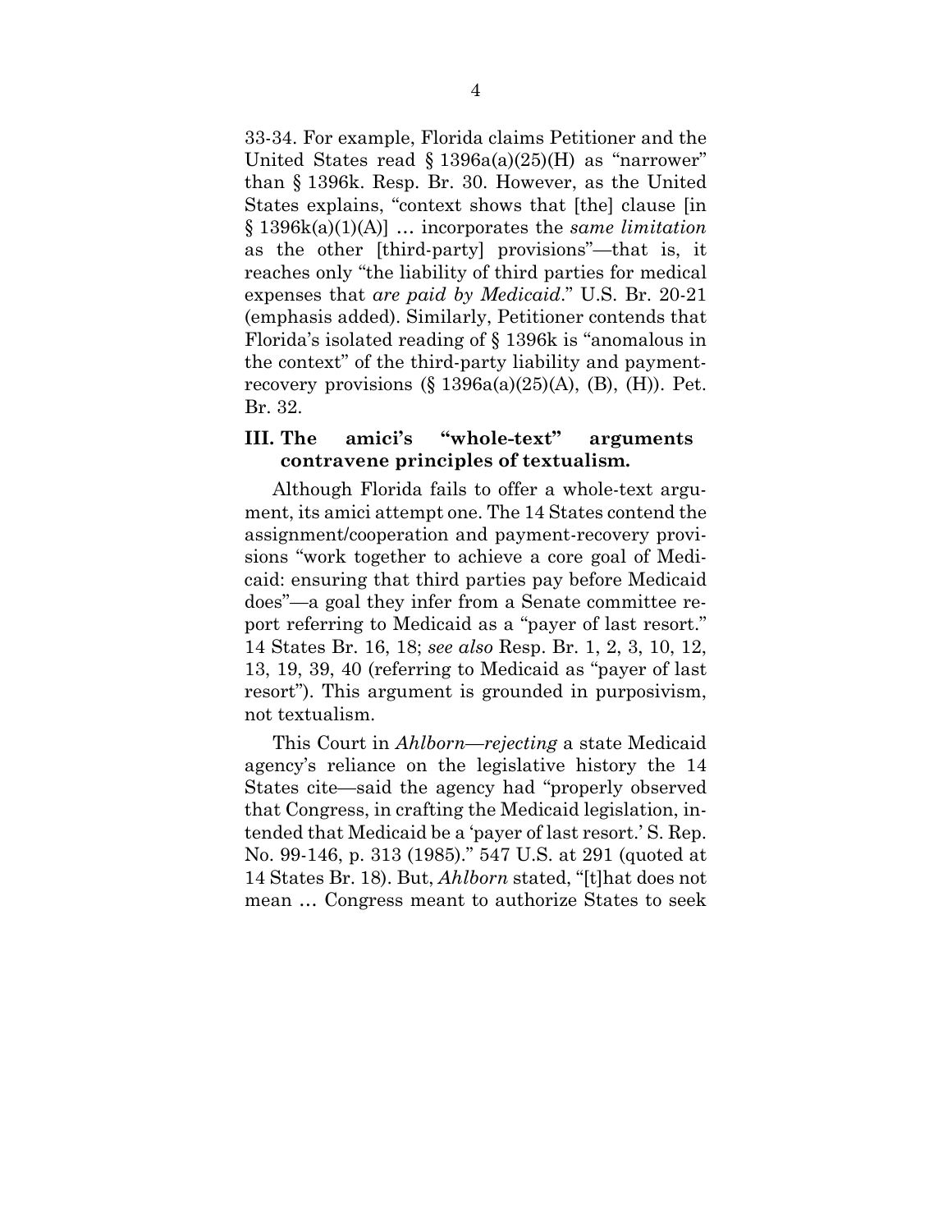33-34. For example, Florida claims Petitioner and the United States read § 1396a(a)(25)(H) as "narrower" than § 1396k. Resp. Br. 30. However, as the United States explains, "context shows that [the] clause [in § 1396k(a)(1)(A)] … incorporates the *same limitation* as the other [third-party] provisions"—that is, it reaches only "the liability of third parties for medical expenses that *are paid by Medicaid*." U.S. Br. 20-21 (emphasis added). Similarly, Petitioner contends that Florida's isolated reading of § 1396k is "anomalous in the context" of the third-party liability and payment-recovery provisions (§ 1396a(a)(25)(A), (B), (H)). Pet. Br. 32.

### III. The amici's "whole-text" arguments contravene principles of textualism.

Although Florida fails to offer a whole-text argument, its amici attempt one. The 14 States contend the assignment/cooperation and payment-recovery provisions "work together to achieve a core goal of Medicaid: ensuring that third parties pay before Medicaid does"—a goal they infer from a Senate committee report referring to Medicaid as a "payer of last resort." 14 States Br. 16, 18; *see also* Resp. Br. 1, 2, 3, 10, 12, 13, 19, 39, 40 (referring to Medicaid as "payer of last resort"). This argument is grounded in purposivism, not textualism.

This Court in *Ahlborn*—*rejecting* a state Medicaid agency's reliance on the legislative history the 14 States cite—said the agency had "properly observed that Congress, in crafting the Medicaid legislation, intended that Medicaid be a 'payer of last resort.' S. Rep. No. 99-146, p. 313 (1985)." 547 U.S. at 291 (quoted at 14 States Br. 18). But, *Ahlborn* stated, "[t]hat does not mean … Congress meant to authorize States to seek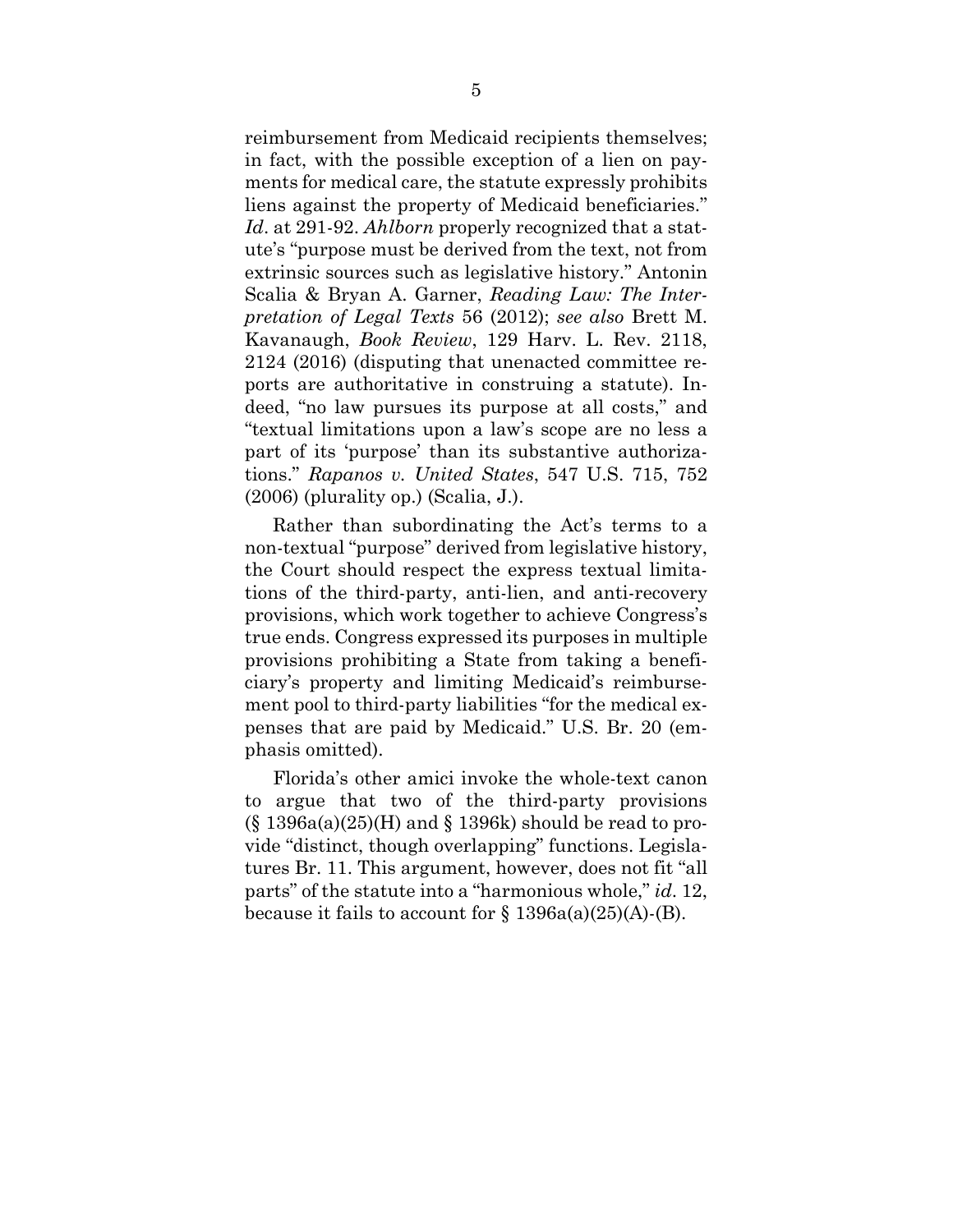reimbursement from Medicaid recipients themselves; in fact, with the possible exception of a lien on payments for medical care, the statute expressly prohibits liens against the property of Medicaid beneficiaries." *Id*. at 291-92. *Ahlborn* properly recognized that a statute's "purpose must be derived from the text, not from extrinsic sources such as legislative history." Antonin Scalia & Bryan A. Garner, *Reading Law: The Interpretation of Legal Texts* 56 (2012); *see also* Brett M. Kavanaugh, *Book Review*, 129 Harv. L. Rev. 2118, 2124 (2016) (disputing that unenacted committee reports are authoritative in construing a statute). Indeed, "no law pursues its purpose at all costs," and "textual limitations upon a law's scope are no less a part of its 'purpose' than its substantive authorizations." *Rapanos v. United States*, 547 U.S. 715, 752 (2006) (plurality op.) (Scalia, J.).

Rather than subordinating the Act's terms to a non-textual "purpose" derived from legislative history, the Court should respect the express textual limitations of the third-party, anti-lien, and anti-recovery provisions, which work together to achieve Congress's true ends. Congress expressed its purposes in multiple provisions prohibiting a State from taking a beneficiary's property and limiting Medicaid's reimbursement pool to third-party liabilities "for the medical expenses that are paid by Medicaid." U.S. Br. 20 (emphasis omitted).

Florida's other amici invoke the whole-text canon to argue that two of the third-party provisions (§ 1396a(a)(25)(H) and § 1396k) should be read to provide "distinct, though overlapping" functions. Legislatures Br. 11. This argument, however, does not fit "all parts" of the statute into a "harmonious whole," *id*. 12, because it fails to account for § 1396a(a)(25)(A)-(B).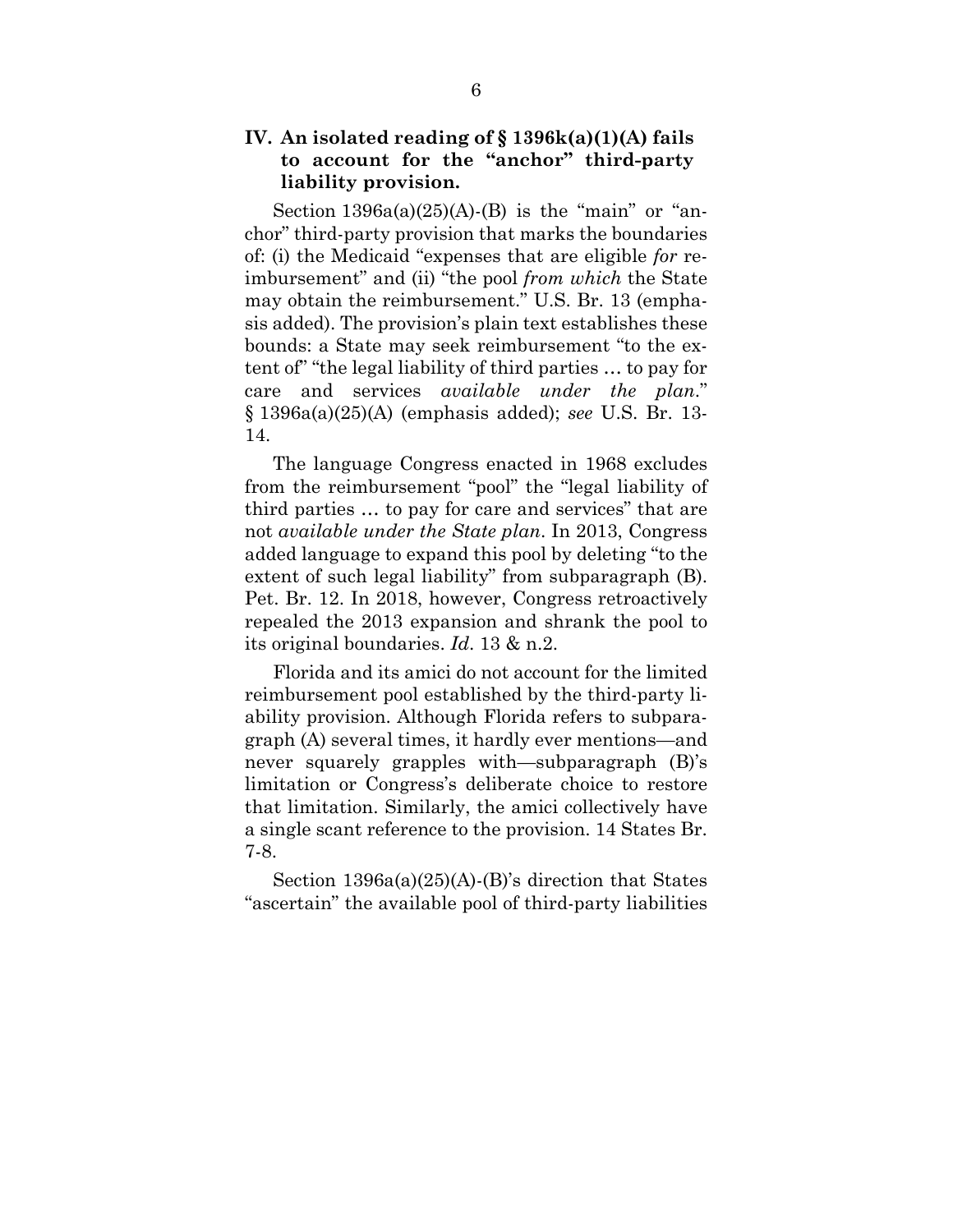## IV. An isolated reading of § 1396k(a)(1)(A) fails to account for the "anchor" third-party liability provision.

Section 1396a(a)(25)(A)-(B) is the "main" or "anchor" third-party provision that marks the boundaries of: (i) the Medicaid "expenses that are eligible *for* reimbursement" and (ii) "the pool *from which* the State may obtain the reimbursement." U.S. Br. 13 (emphasis added). The provision's plain text establishes these bounds: a State may seek reimbursement "to the extent of" "the legal liability of third parties … to pay for care and services *available under the plan*." § 1396a(a)(25)(A) (emphasis added); *see* U.S. Br. 13-14.

The language Congress enacted in 1968 excludes from the reimbursement "pool" the "legal liability of third parties … to pay for care and services" that are not *available under the State plan*. In 2013, Congress added language to expand this pool by deleting "to the extent of such legal liability" from subparagraph (B). Pet. Br. 12. In 2018, however, Congress retroactively repealed the 2013 expansion and shrank the pool to its original boundaries. *Id*. 13 & n.2.

Florida and its amici do not account for the limited reimbursement pool established by the third-party liability provision. Although Florida refers to subparagraph (A) several times, it hardly ever mentions—and never squarely grapples with—subparagraph (B)'s limitation or Congress's deliberate choice to restore that limitation. Similarly, the amici collectively have a single scant reference to the provision. 14 States Br. 7-8.

Section 1396a(a)(25)(A)-(B)'s direction that States "ascertain" the available pool of third-party liabilities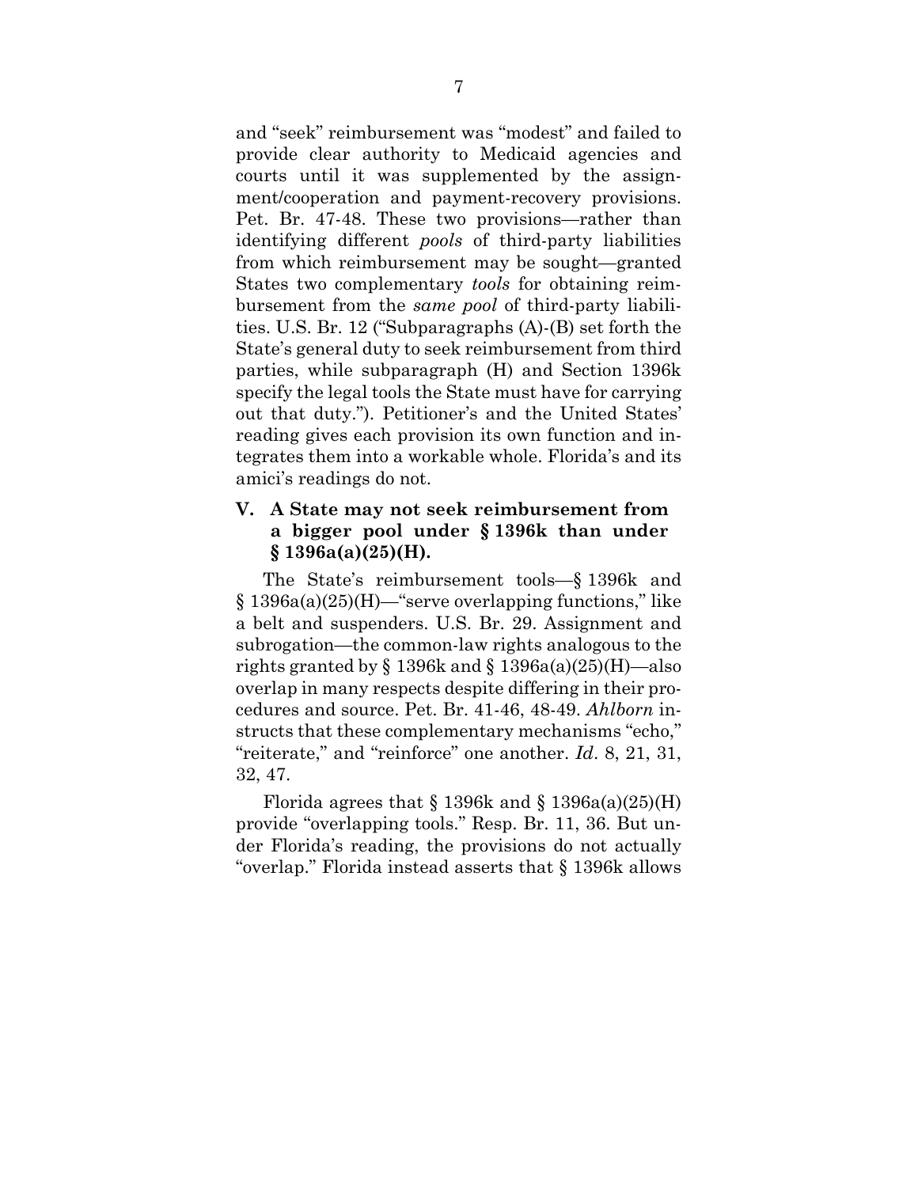and "seek" reimbursement was "modest" and failed to provide clear authority to Medicaid agencies and courts until it was supplemented by the assignment/cooperation and payment-recovery provisions. Pet. Br. 47-48. These two provisions—rather than identifying different *pools* of third-party liabilities from which reimbursement may be sought—granted States two complementary *tools* for obtaining reimbursement from the *same pool* of third-party liabilities. U.S. Br. 12 ("Subparagraphs (A)-(B) set forth the State's general duty to seek reimbursement from third parties, while subparagraph (H) and Section 1396k specify the legal tools the State must have for carrying out that duty."). Petitioner's and the United States' reading gives each provision its own function and integrates them into a workable whole. Florida's and its amici's readings do not.

## V. A State may not seek reimbursement from a bigger pool under § 1396k than under § 1396a(a)(25)(H).

The State's reimbursement tools—§ 1396k and § 1396a(a)(25)(H)—"serve overlapping functions," like a belt and suspenders. U.S. Br. 29. Assignment and subrogation—the common-law rights analogous to the rights granted by § 1396k and § 1396a(a)(25)(H)—also overlap in many respects despite differing in their procedures and source. Pet. Br. 41-46, 48-49. *Ahlborn* instructs that these complementary mechanisms "echo," "reiterate," and "reinforce" one another. *Id*. 8, 21, 31, 32, 47.

Florida agrees that § 1396k and § 1396a(a)(25)(H) provide "overlapping tools." Resp. Br. 11, 36. But under Florida's reading, the provisions do not actually "overlap." Florida instead asserts that § 1396k allows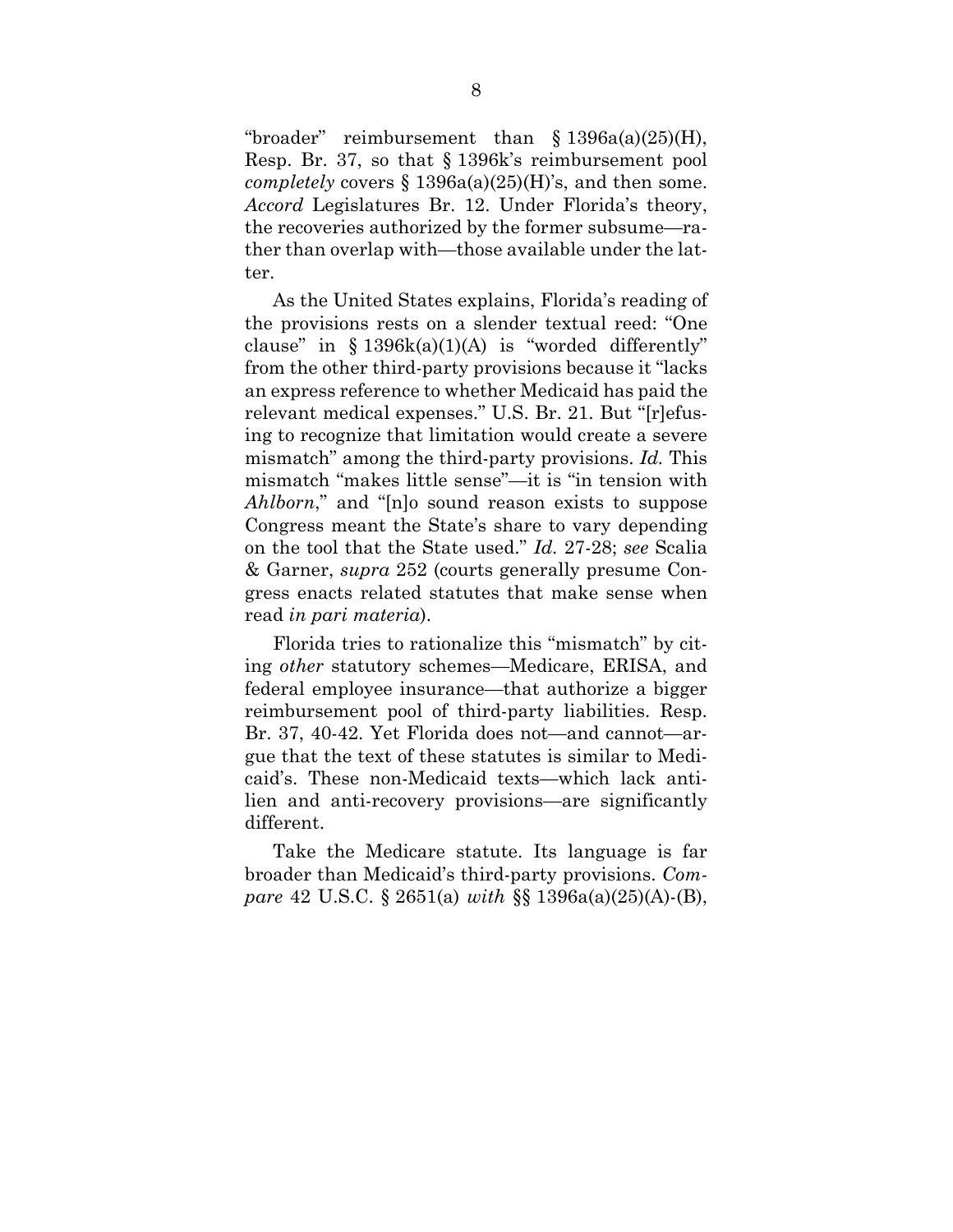"broader" reimbursement than § 1396a(a)(25)(H), Resp. Br. 37, so that § 1396k's reimbursement pool *completely* covers § 1396a(a)(25)(H)'s, and then some. *Accord* Legislatures Br. 12. Under Florida's theory, the recoveries authorized by the former subsume—rather than overlap with—those available under the latter.

As the United States explains, Florida's reading of the provisions rests on a slender textual reed: "One clause" in § 1396k(a)(1)(A) is "worded differently" from the other third-party provisions because it "lacks an express reference to whether Medicaid has paid the relevant medical expenses." U.S. Br. 21. But "[r]efusing to recognize that limitation would create a severe mismatch" among the third-party provisions. *Id.* This mismatch "makes little sense"—it is "in tension with *Ahlborn*," and "[n]o sound reason exists to suppose Congress meant the State's share to vary depending on the tool that the State used." *Id.* 27-28; *see* Scalia & Garner, *supra* 252 (courts generally presume Congress enacts related statutes that make sense when read *in pari materia*).

Florida tries to rationalize this "mismatch" by citing *other* statutory schemes—Medicare, ERISA, and federal employee insurance—that authorize a bigger reimbursement pool of third-party liabilities. Resp. Br. 37, 40-42. Yet Florida does not—and cannot—argue that the text of these statutes is similar to Medicaid's. These non-Medicaid texts—which lack anti-lien and anti-recovery provisions—are significantly different.

Take the Medicare statute. Its language is far broader than Medicaid's third-party provisions. *Compare* 42 U.S.C. § 2651(a) *with* §§ 1396a(a)(25)(A)-(B),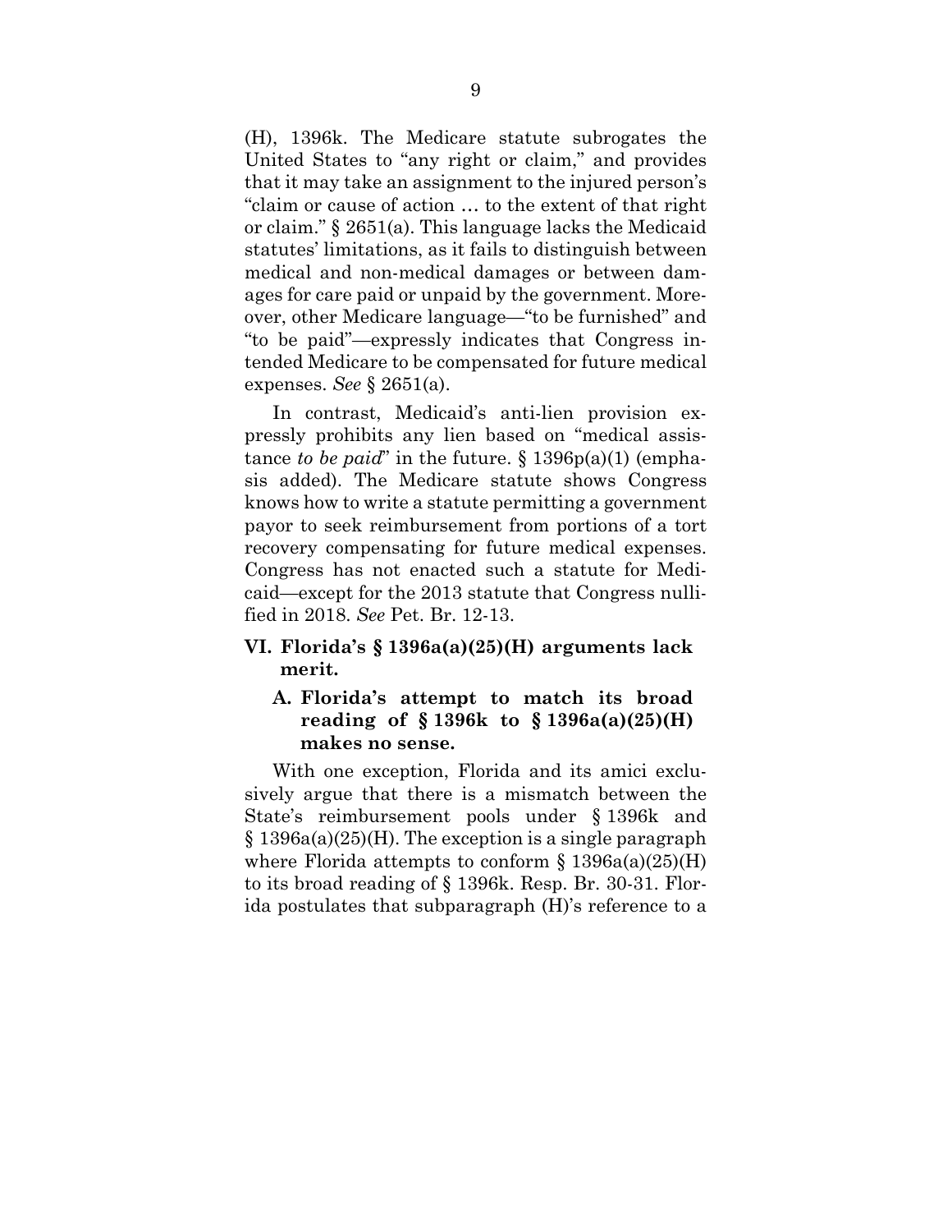(H), 1396k. The Medicare statute subrogates the United States to "any right or claim," and provides that it may take an assignment to the injured person's "claim or cause of action … to the extent of that right or claim." § 2651(a). This language lacks the Medicaid statutes' limitations, as it fails to distinguish between medical and non-medical damages or between damages for care paid or unpaid by the government. Moreover, other Medicare language—"to be furnished" and "to be paid"—expressly indicates that Congress intended Medicare to be compensated for future medical expenses. *See* § 2651(a).

In contrast, Medicaid's anti-lien provision expressly prohibits any lien based on "medical assistance *to be paid*" in the future. § 1396p(a)(1) (emphasis added). The Medicare statute shows Congress knows how to write a statute permitting a government payor to seek reimbursement from portions of a tort recovery compensating for future medical expenses. Congress has not enacted such a statute for Medicaid—except for the 2013 statute that Congress nullified in 2018. *See* Pet. Br. 12-13.

## VI. Florida's § 1396a(a)(25)(H) arguments lack merit.

### A. Florida's attempt to match its broad reading of § 1396k to § 1396a(a)(25)(H) makes no sense.

With one exception, Florida and its amici exclusively argue that there is a mismatch between the State's reimbursement pools under § 1396k and § 1396a(a)(25)(H). The exception is a single paragraph where Florida attempts to conform § 1396a(a)(25)(H) to its broad reading of § 1396k. Resp. Br. 30-31. Florida postulates that subparagraph (H)'s reference to a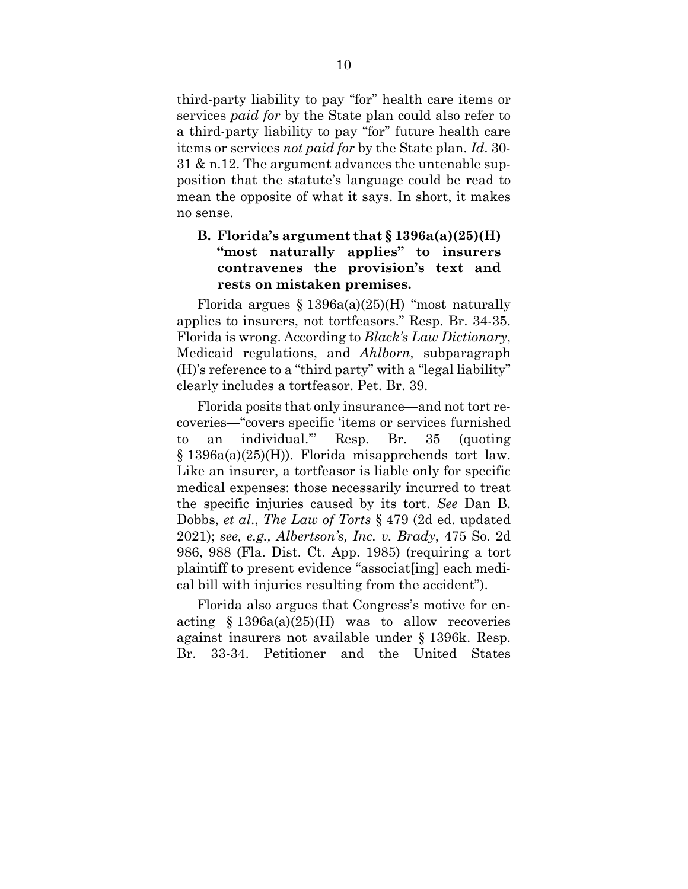third-party liability to pay "for" health care items or services *paid for* by the State plan could also refer to a third-party liability to pay "for" future health care items or services *not paid for* by the State plan. *Id*. 30-31 & n.12. The argument advances the untenable supposition that the statute's language could be read to mean the opposite of what it says. In short, it makes no sense.

### B. Florida's argument that § 1396a(a)(25)(H) "most naturally applies" to insurers contravenes the provision's text and rests on mistaken premises.

Florida argues § 1396a(a)(25)(H) "most naturally applies to insurers, not tortfeasors." Resp. Br. 34-35. Florida is wrong. According to *Black's Law Dictionary*, Medicaid regulations, and *Ahlborn,* subparagraph (H)'s reference to a "third party" with a "legal liability" clearly includes a tortfeasor. Pet. Br. 39.

Florida posits that only insurance—and not tort recoveries—"covers specific 'items or services furnished to an individual.'" Resp. Br. 35 (quoting § 1396a(a)(25)(H)). Florida misapprehends tort law. Like an insurer, a tortfeasor is liable only for specific medical expenses: those necessarily incurred to treat the specific injuries caused by its tort. *See* Dan B. Dobbs, *et al*., *The Law of Torts* § 479 (2d ed. updated 2021); *see, e.g., Albertson's, Inc. v. Brady*, 475 So. 2d 986, 988 (Fla. Dist. Ct. App. 1985) (requiring a tort plaintiff to present evidence "associat[ing] each medical bill with injuries resulting from the accident").

Florida also argues that Congress's motive for enacting § 1396a(a)(25)(H) was to allow recoveries against insurers not available under § 1396k. Resp. Br. 33-34. Petitioner and the United States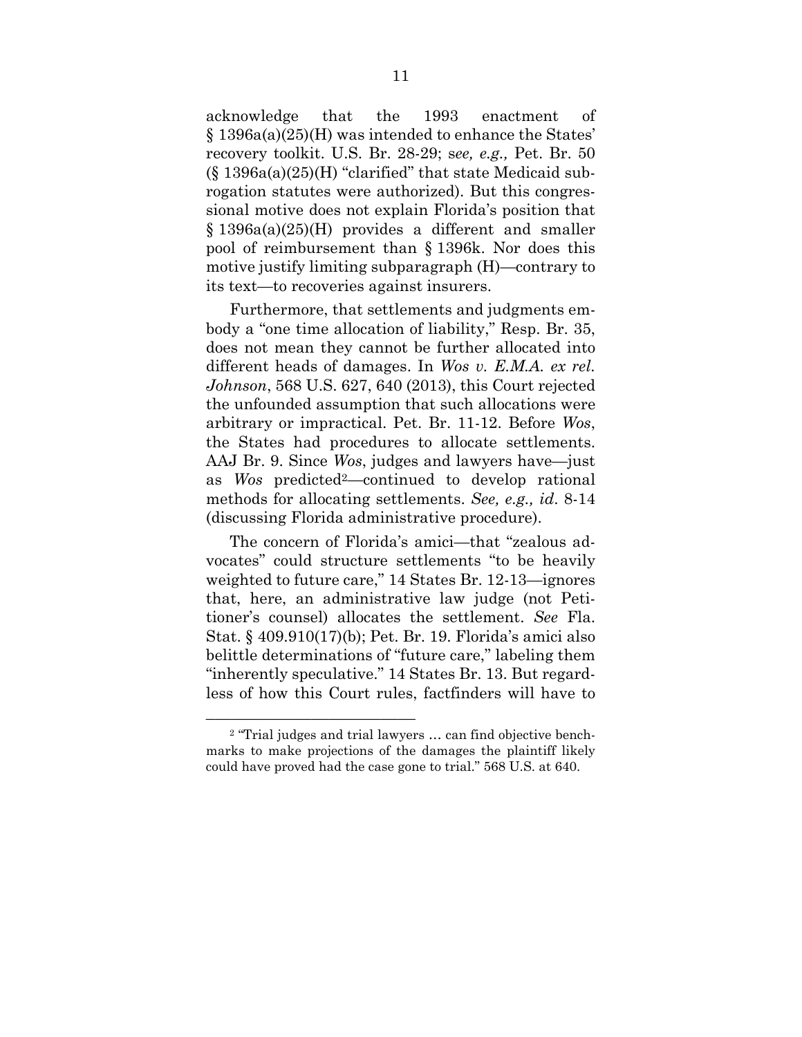acknowledge that the 1993 enactment of § 1396a(a)(25)(H) was intended to enhance the States' recovery toolkit. U.S. Br. 28-29; s*ee, e.g.,* Pet. Br. 50 (§ 1396a(a)(25)(H) "clarified" that state Medicaid subrogation statutes were authorized). But this congressional motive does not explain Florida's position that § 1396a(a)(25)(H) provides a different and smaller pool of reimbursement than § 1396k. Nor does this motive justify limiting subparagraph (H)—contrary to its text—to recoveries against insurers.

Furthermore, that settlements and judgments embody a "one time allocation of liability," Resp. Br. 35, does not mean they cannot be further allocated into different heads of damages. In *Wos v. E.M.A. ex rel. Johnson*, 568 U.S. 627, 640 (2013), this Court rejected the unfounded assumption that such allocations were arbitrary or impractical. Pet. Br. 11-12. Before *Wos*, the States had procedures to allocate settlements. AAJ Br. 9. Since *Wos*, judges and lawyers have—just as *Wos* predicted[2]—continued to develop rational methods for allocating settlements. *See, e.g., id*. 8-14 (discussing Florida administrative procedure).

The concern of Florida's amici—that "zealous advocates" could structure settlements "to be heavily weighted to future care," 14 States Br. 12-13—ignores that, here, an administrative law judge (not Petitioner's counsel) allocates the settlement. *See* Fla. Stat. § 409.910(17)(b); Pet. Br. 19. Florida's amici also belittle determinations of "future care," labeling them "inherently speculative." 14 States Br. 13. But regardless of how this Court rules, factfinders will have to

---

[2] "Trial judges and trial lawyers … can find objective benchmarks to make projections of the damages the plaintiff likely could have proved had the case gone to trial." 568 U.S. at 640.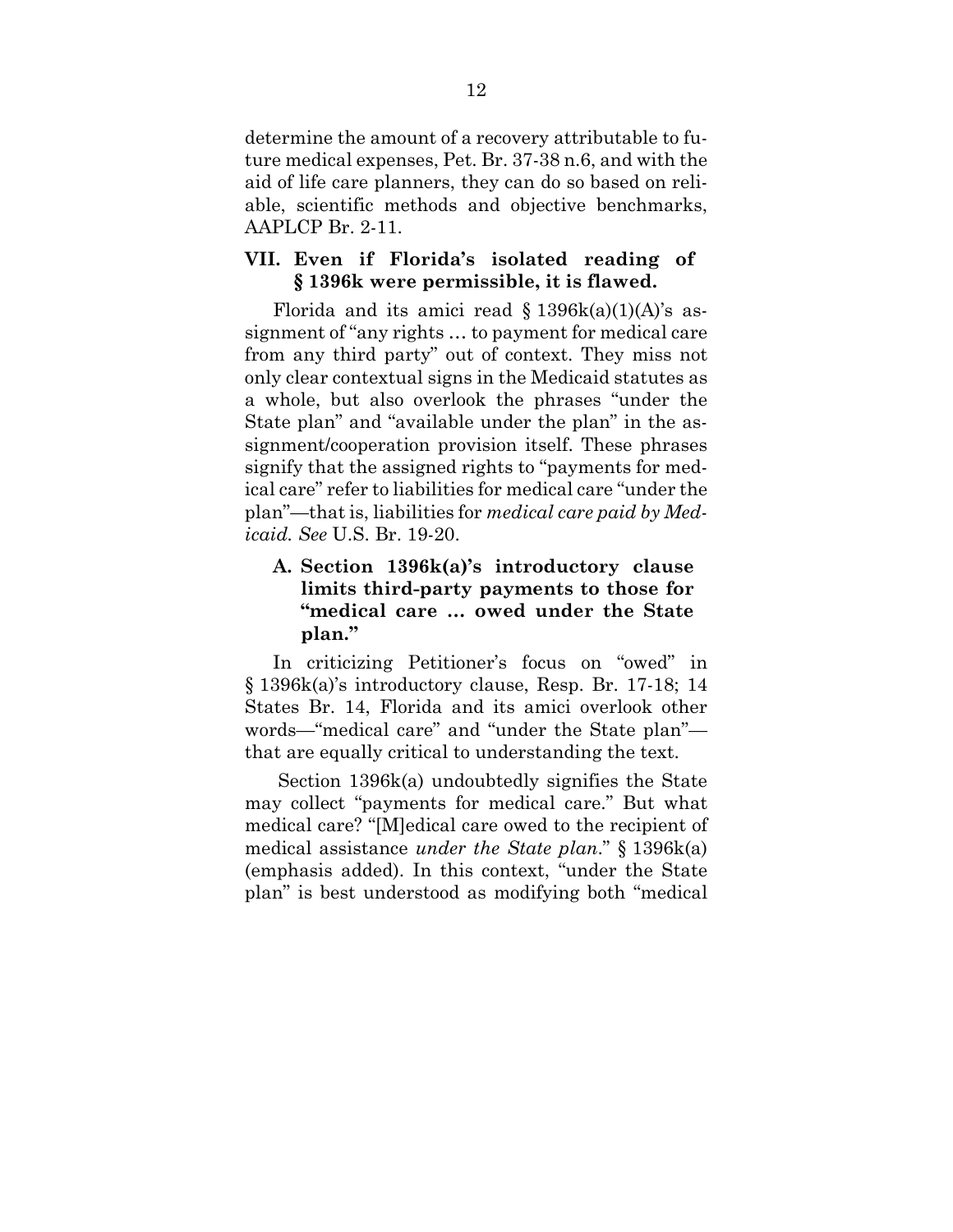determine the amount of a recovery attributable to future medical expenses, Pet. Br. 37-38 n.6, and with the aid of life care planners, they can do so based on reliable, scientific methods and objective benchmarks, AAPLCP Br. 2-11.

## VII. Even if Florida's isolated reading of § 1396k were permissible, it is flawed.

Florida and its amici read § 1396k(a)(1)(A)'s assignment of "any rights … to payment for medical care from any third party" out of context. They miss not only clear contextual signs in the Medicaid statutes as a whole, but also overlook the phrases "under the State plan" and "available under the plan" in the assignment/cooperation provision itself. These phrases signify that the assigned rights to "payments for medical care" refer to liabilities for medical care "under the plan"—that is, liabilities for *medical care paid by Medicaid. See* U.S. Br. 19-20.

### A. Section 1396k(a)'s introductory clause limits third-party payments to those for "medical care … owed under the State plan."

In criticizing Petitioner's focus on "owed" in § 1396k(a)'s introductory clause, Resp. Br. 17-18; 14 States Br. 14, Florida and its amici overlook other words—"medical care" and "under the State plan"—that are equally critical to understanding the text.

Section 1396k(a) undoubtedly signifies the State may collect "payments for medical care." But what medical care? "[M]edical care owed to the recipient of medical assistance *under the State plan*." § 1396k(a) (emphasis added). In this context, "under the State plan" is best understood as modifying both "medical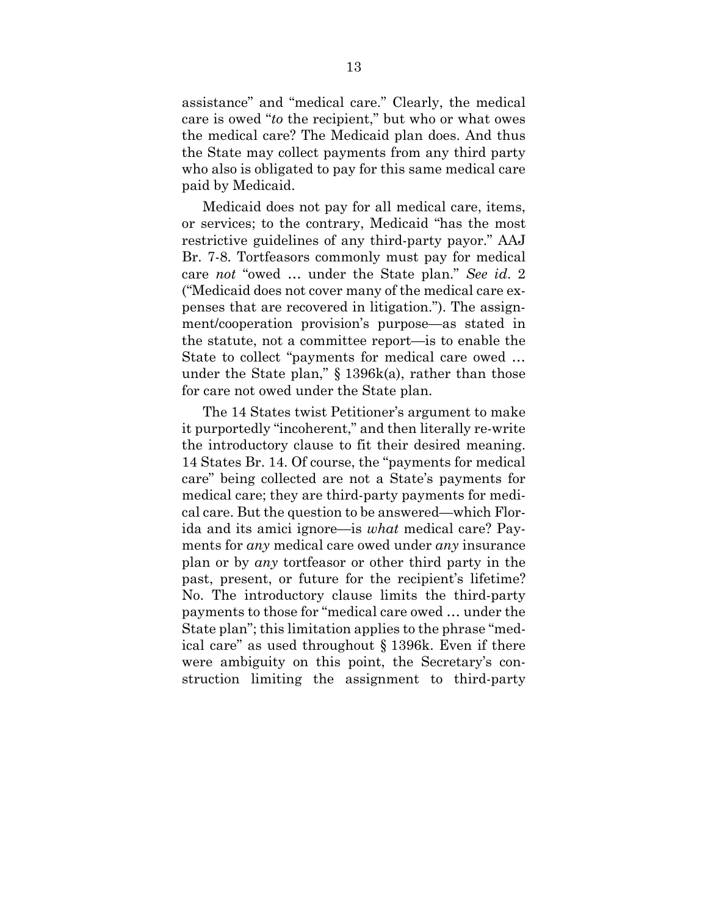assistance" and "medical care." Clearly, the medical care is owed "*to* the recipient," but who or what owes the medical care? The Medicaid plan does. And thus the State may collect payments from any third party who also is obligated to pay for this same medical care paid by Medicaid.

Medicaid does not pay for all medical care, items, or services; to the contrary, Medicaid "has the most restrictive guidelines of any third-party payor." AAJ Br. 7-8. Tortfeasors commonly must pay for medical care *not* "owed … under the State plan." *See id*. 2 ("Medicaid does not cover many of the medical care expenses that are recovered in litigation."). The assignment/cooperation provision's purpose—as stated in the statute, not a committee report—is to enable the State to collect "payments for medical care owed … under the State plan," § 1396k(a), rather than those for care not owed under the State plan.

The 14 States twist Petitioner's argument to make it purportedly "incoherent," and then literally re-write the introductory clause to fit their desired meaning. 14 States Br. 14. Of course, the "payments for medical care" being collected are not a State's payments for medical care; they are third-party payments for medical care. But the question to be answered—which Florida and its amici ignore—is *what* medical care? Payments for *any* medical care owed under *any* insurance plan or by *any* tortfeasor or other third party in the past, present, or future for the recipient's lifetime? No. The introductory clause limits the third-party payments to those for "medical care owed … under the State plan"; this limitation applies to the phrase "medical care" as used throughout § 1396k. Even if there were ambiguity on this point, the Secretary's construction limiting the assignment to third-party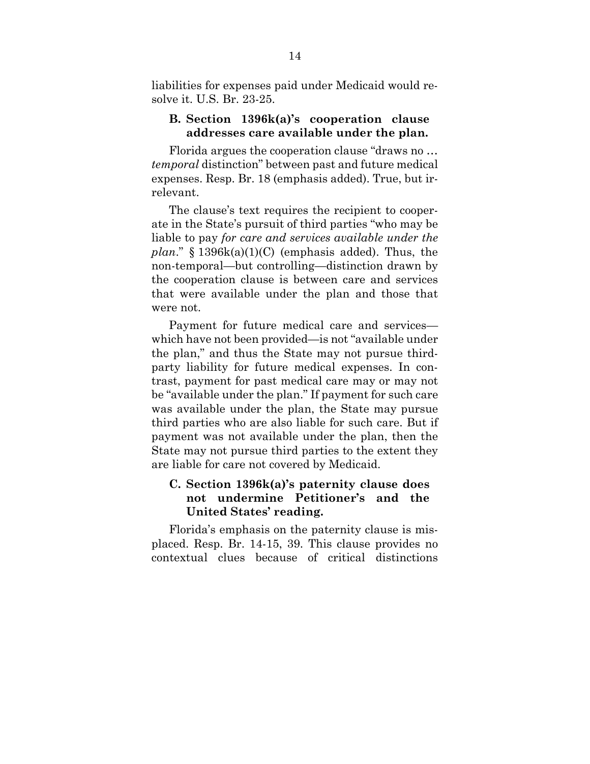liabilities for expenses paid under Medicaid would resolve it. U.S. Br. 23-25.

### B. Section 1396k(a)'s cooperation clause addresses care available under the plan.

Florida argues the cooperation clause "draws no … *temporal* distinction" between past and future medical expenses. Resp. Br. 18 (emphasis added). True, but irrelevant.

The clause's text requires the recipient to cooperate in the State's pursuit of third parties "who may be liable to pay *for care and services available under the plan*." § 1396k(a)(1)(C) (emphasis added). Thus, the non-temporal—but controlling—distinction drawn by the cooperation clause is between care and services that were available under the plan and those that were not.

Payment for future medical care and services—which have not been provided—is not "available under the plan," and thus the State may not pursue third-party liability for future medical expenses. In contrast, payment for past medical care may or may not be "available under the plan." If payment for such care was available under the plan, the State may pursue third parties who are also liable for such care. But if payment was not available under the plan, then the State may not pursue third parties to the extent they are liable for care not covered by Medicaid.

### C. Section 1396k(a)'s paternity clause does not undermine Petitioner's and the United States' reading.

Florida's emphasis on the paternity clause is misplaced. Resp. Br. 14-15, 39. This clause provides no contextual clues because of critical distinctions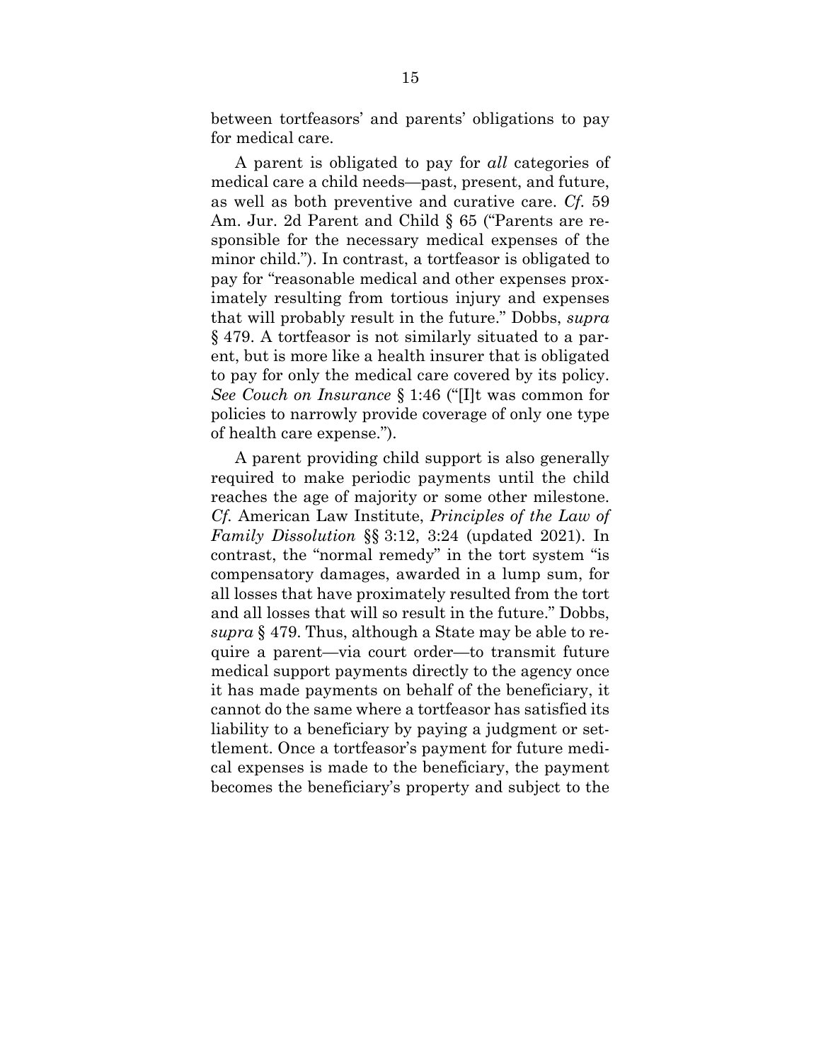between tortfeasors' and parents' obligations to pay for medical care.

A parent is obligated to pay for *all* categories of medical care a child needs—past, present, and future, as well as both preventive and curative care. *Cf.* 59 Am. Jur. 2d Parent and Child § 65 ("Parents are responsible for the necessary medical expenses of the minor child."). In contrast, a tortfeasor is obligated to pay for "reasonable medical and other expenses proximately resulting from tortious injury and expenses that will probably result in the future." Dobbs, *supra* § 479. A tortfeasor is not similarly situated to a parent, but is more like a health insurer that is obligated to pay for only the medical care covered by its policy. *See Couch on Insurance* § 1:46 ("[I]t was common for policies to narrowly provide coverage of only one type of health care expense.").

A parent providing child support is also generally required to make periodic payments until the child reaches the age of majority or some other milestone. *Cf.* American Law Institute, *Principles of the Law of Family Dissolution* §§ 3:12, 3:24 (updated 2021). In contrast, the "normal remedy" in the tort system "is compensatory damages, awarded in a lump sum, for all losses that have proximately resulted from the tort and all losses that will so result in the future." Dobbs, *supra* § 479. Thus, although a State may be able to require a parent—via court order—to transmit future medical support payments directly to the agency once it has made payments on behalf of the beneficiary, it cannot do the same where a tortfeasor has satisfied its liability to a beneficiary by paying a judgment or settlement. Once a tortfeasor's payment for future medical expenses is made to the beneficiary, the payment becomes the beneficiary's property and subject to the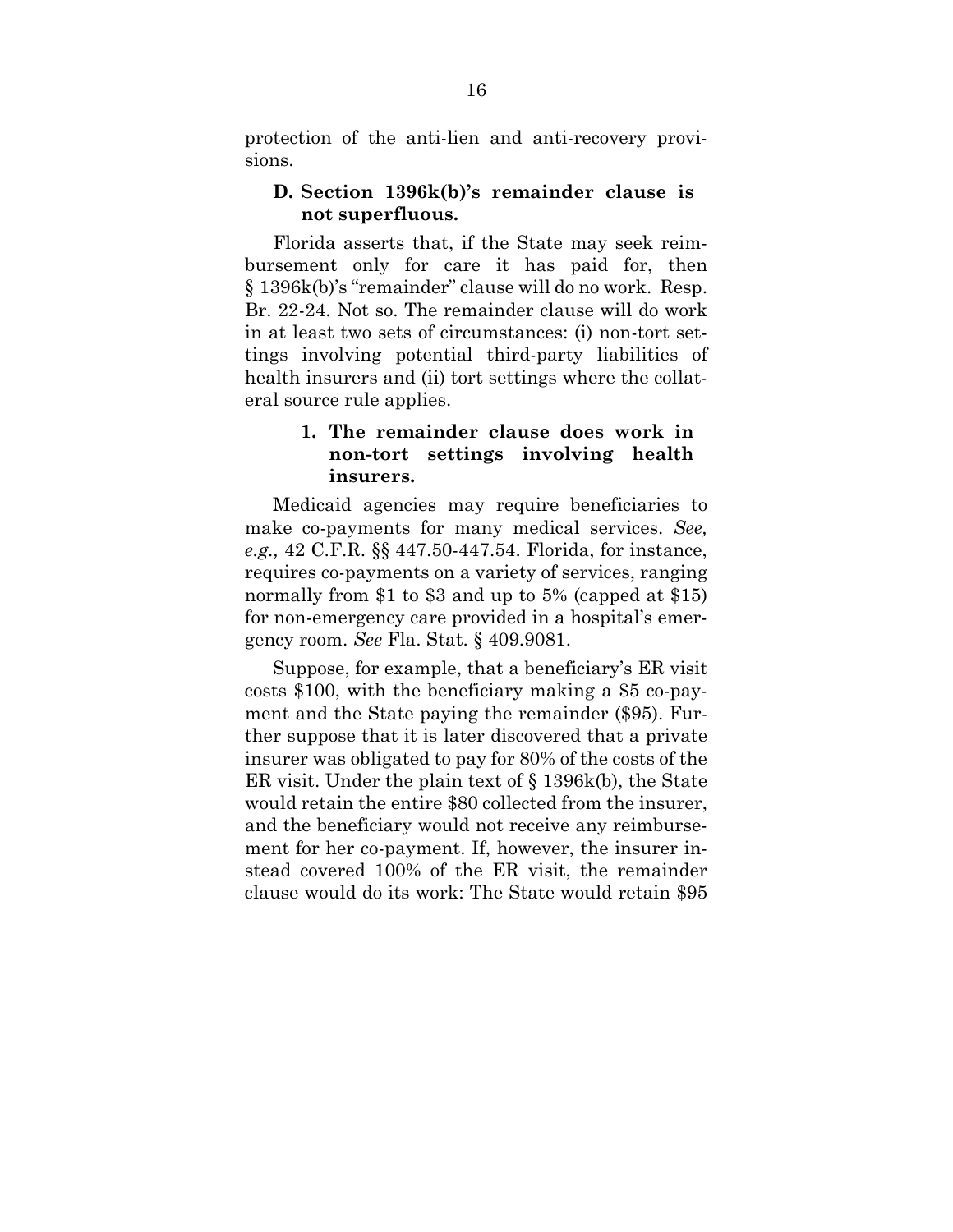protection of the anti-lien and anti-recovery provisions.

### D. Section 1396k(b)'s remainder clause is not superfluous.

Florida asserts that, if the State may seek reimbursement only for care it has paid for, then § 1396k(b)'s "remainder" clause will do no work. Resp. Br. 22-24. Not so. The remainder clause will do work in at least two sets of circumstances: (i) non-tort settings involving potential third-party liabilities of health insurers and (ii) tort settings where the collateral source rule applies.

#### 1. The remainder clause does work in non-tort settings involving health insurers.

Medicaid agencies may require beneficiaries to make co-payments for many medical services. *See, e.g.,* 42 C.F.R. §§ 447.50-447.54. Florida, for instance, requires co-payments on a variety of services, ranging normally from $1 to $3 and up to 5% (capped at $15) for non-emergency care provided in a hospital's emergency room. *See* Fla. Stat. § 409.9081.

Suppose, for example, that a beneficiary's ER visit costs $100, with the beneficiary making a $5 co-payment and the State paying the remainder ($95). Further suppose that it is later discovered that a private insurer was obligated to pay for 80% of the costs of the ER visit. Under the plain text of § 1396k(b), the State would retain the entire $80 collected from the insurer, and the beneficiary would not receive any reimbursement for her co-payment. If, however, the insurer instead covered 100% of the ER visit, the remainder clause would do its work: The State would retain $95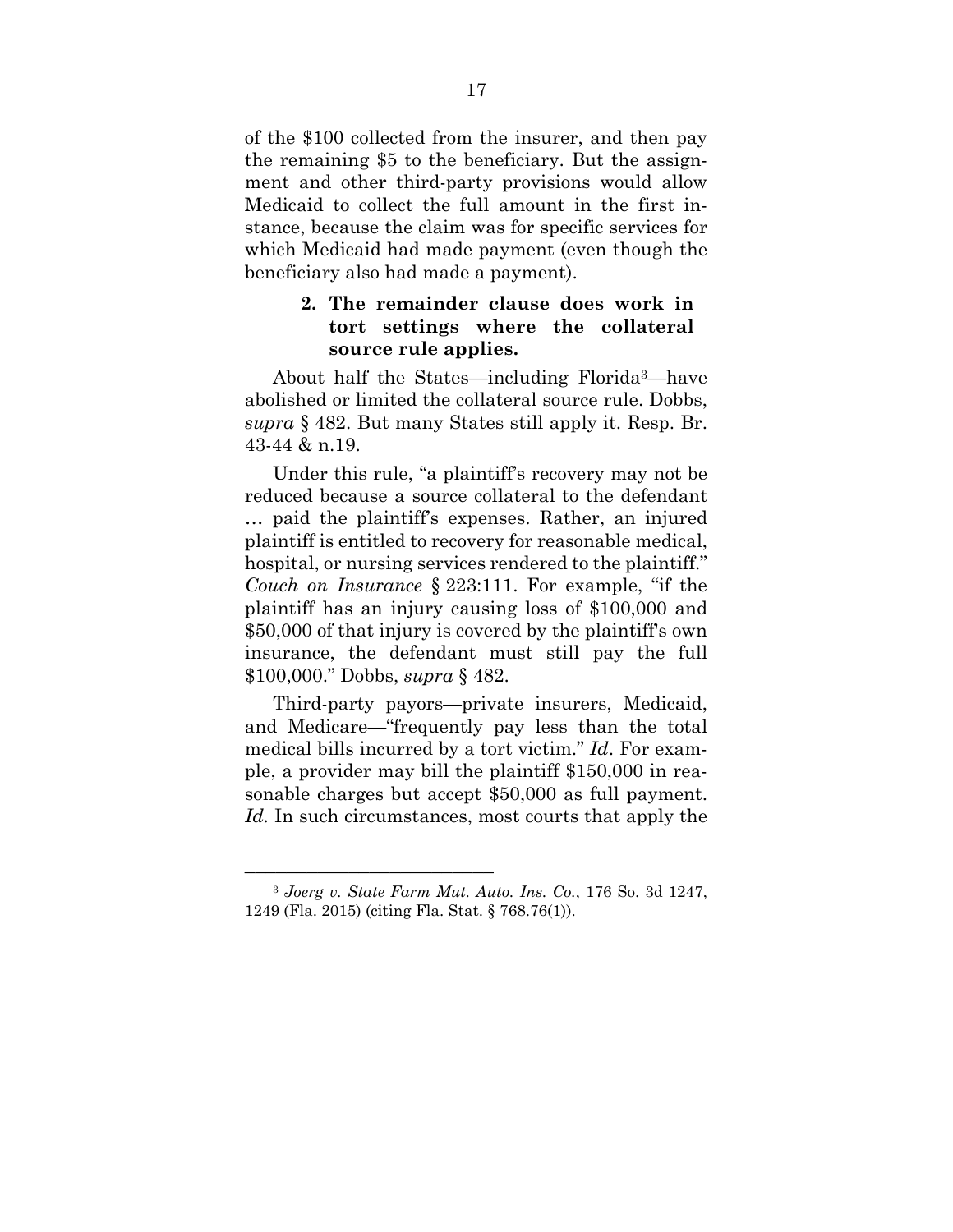of the $100 collected from the insurer, and then pay the remaining $5 to the beneficiary. But the assignment and other third-party provisions would allow Medicaid to collect the full amount in the first instance, because the claim was for specific services for which Medicaid had made payment (even though the beneficiary also had made a payment).

#### 2. The remainder clause does work in tort settings where the collateral source rule applies.

About half the States—including Florida[3]—have abolished or limited the collateral source rule. Dobbs, *supra* § 482. But many States still apply it. Resp. Br. 43-44 & n.19.

Under this rule, "a plaintiff's recovery may not be reduced because a source collateral to the defendant … paid the plaintiff's expenses. Rather, an injured plaintiff is entitled to recovery for reasonable medical, hospital, or nursing services rendered to the plaintiff." *Couch on Insurance* § 223:111. For example, "if the plaintiff has an injury causing loss of $100,000 and $50,000 of that injury is covered by the plaintiff's own insurance, the defendant must still pay the full $100,000." Dobbs, *supra* § 482.

Third-party payors—private insurers, Medicaid, and Medicare—"frequently pay less than the total medical bills incurred by a tort victim." *Id*. For example, a provider may bill the plaintiff $150,000 in reasonable charges but accept $50,000 as full payment. *Id.* In such circumstances, most courts that apply the

---

[3] *Joerg v. State Farm Mut. Auto. Ins. Co.*, 176 So. 3d 1247, 1249 (Fla. 2015) (citing Fla. Stat. § 768.76(1)).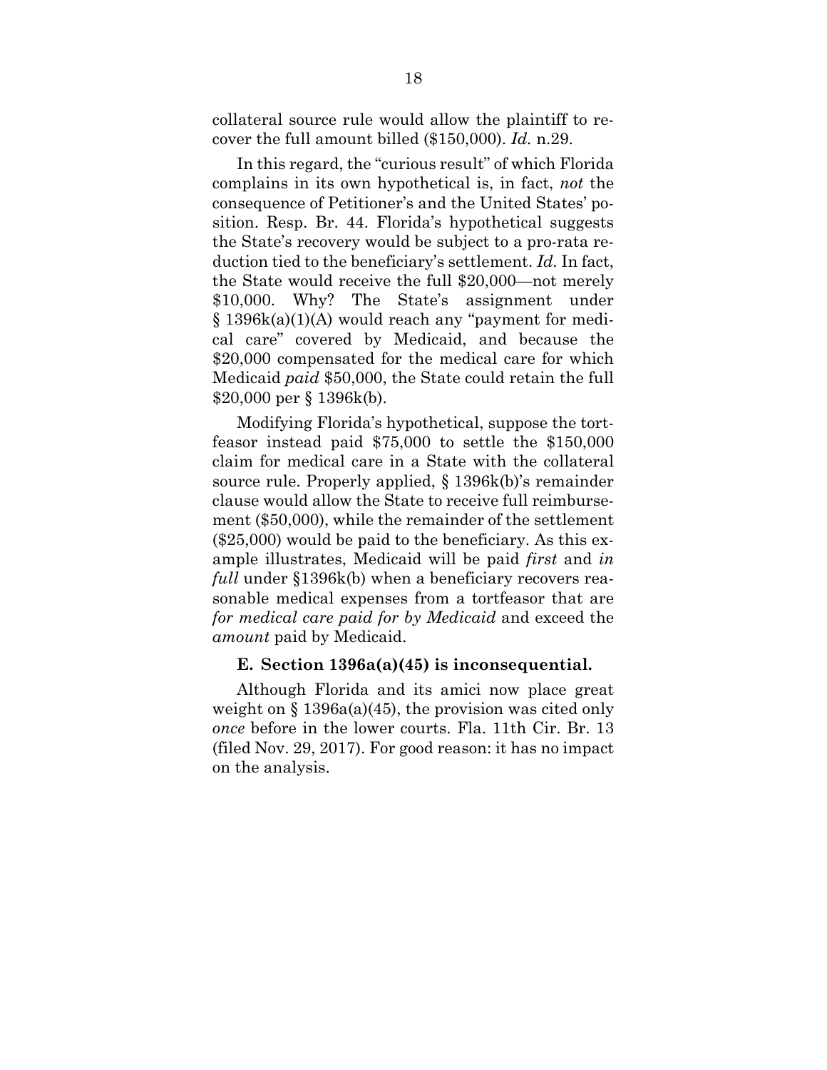collateral source rule would allow the plaintiff to recover the full amount billed ($150,000). *Id.* n.29.

In this regard, the "curious result" of which Florida complains in its own hypothetical is, in fact, *not* the consequence of Petitioner's and the United States' position. Resp. Br. 44. Florida's hypothetical suggests the State's recovery would be subject to a pro-rata reduction tied to the beneficiary's settlement. *Id.* In fact, the State would receive the full $20,000—not merely $10,000. Why? The State's assignment under § 1396k(a)(1)(A) would reach any "payment for medical care" covered by Medicaid, and because the $20,000 compensated for the medical care for which Medicaid *paid* $50,000, the State could retain the full $20,000 per § 1396k(b).

Modifying Florida's hypothetical, suppose the tortfeasor instead paid $75,000 to settle the $150,000 claim for medical care in a State with the collateral source rule. Properly applied, § 1396k(b)'s remainder clause would allow the State to receive full reimbursement ($50,000), while the remainder of the settlement ($25,000) would be paid to the beneficiary. As this example illustrates, Medicaid will be paid *first* and *in full* under §1396k(b) when a beneficiary recovers reasonable medical expenses from a tortfeasor that are *for medical care paid for by Medicaid* and exceed the *amount* paid by Medicaid.

### E. Section 1396a(a)(45) is inconsequential.

Although Florida and its amici now place great weight on § 1396a(a)(45), the provision was cited only *once* before in the lower courts. Fla. 11th Cir. Br. 13 (filed Nov. 29, 2017). For good reason: it has no impact on the analysis.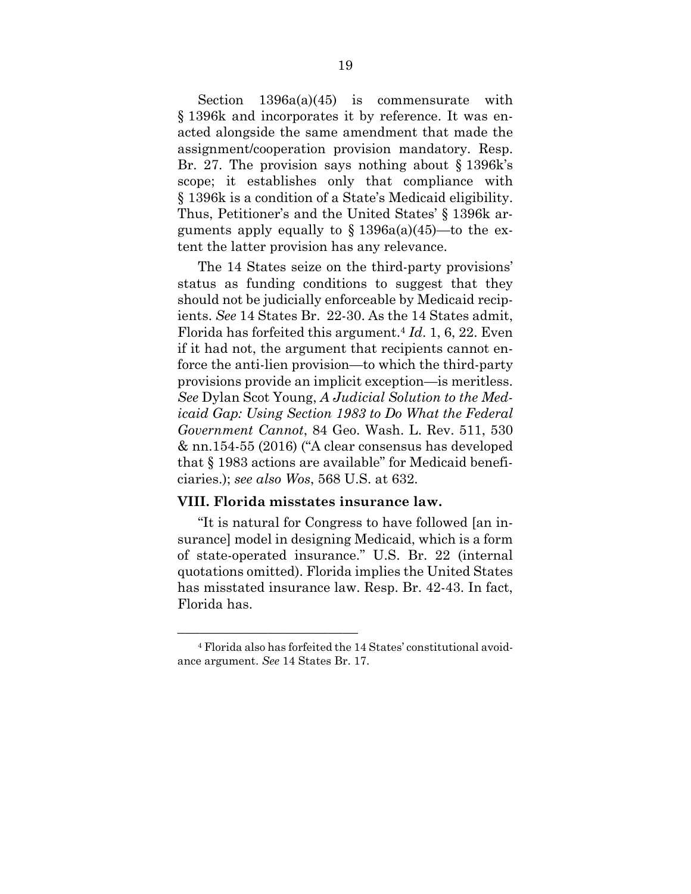Section 1396a(a)(45) is commensurate with § 1396k and incorporates it by reference. It was enacted alongside the same amendment that made the assignment/cooperation provision mandatory. Resp. Br. 27. The provision says nothing about § 1396k's scope; it establishes only that compliance with § 1396k is a condition of a State's Medicaid eligibility. Thus, Petitioner's and the United States' § 1396k arguments apply equally to § 1396a(a)(45)—to the extent the latter provision has any relevance.

The 14 States seize on the third-party provisions' status as funding conditions to suggest that they should not be judicially enforceable by Medicaid recipients. *See* 14 States Br. 22-30. As the 14 States admit, Florida has forfeited this argument.[4] *Id*. 1, 6, 22. Even if it had not, the argument that recipients cannot enforce the anti-lien provision—to which the third-party provisions provide an implicit exception—is meritless. *See* Dylan Scot Young, *A Judicial Solution to the Medicaid Gap: Using Section 1983 to Do What the Federal Government Cannot*, 84 Geo. Wash. L. Rev. 511, 530 & nn.154-55 (2016) ("A clear consensus has developed that § 1983 actions are available" for Medicaid beneficiaries.); *see also Wos*, 568 U.S. at 632.

## VIII. Florida misstates insurance law.

"It is natural for Congress to have followed [an insurance] model in designing Medicaid, which is a form of state-operated insurance." U.S. Br. 22 (internal quotations omitted). Florida implies the United States has misstated insurance law. Resp. Br. 42-43. In fact, Florida has.

---

[4] Florida also has forfeited the 14 States' constitutional avoidance argument. *See* 14 States Br. 17.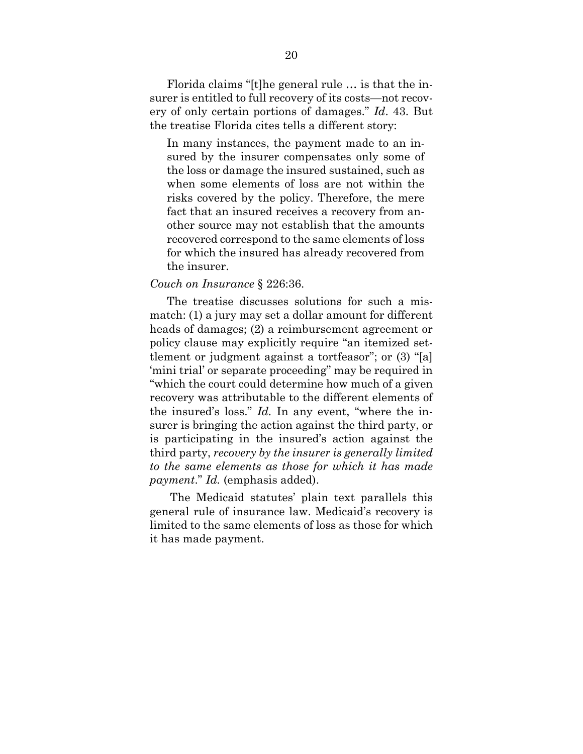Florida claims "[t]he general rule … is that the insurer is entitled to full recovery of its costs—not recovery of only certain portions of damages." *Id*. 43. But the treatise Florida cites tells a different story:

> In many instances, the payment made to an insured by the insurer compensates only some of the loss or damage the insured sustained, such as when some elements of loss are not within the risks covered by the policy. Therefore, the mere fact that an insured receives a recovery from another source may not establish that the amounts recovered correspond to the same elements of loss for which the insured has already recovered from the insurer.

*Couch on Insurance* § 226:36.

The treatise discusses solutions for such a mismatch: (1) a jury may set a dollar amount for different heads of damages; (2) a reimbursement agreement or policy clause may explicitly require "an itemized settlement or judgment against a tortfeasor"; or (3) "[a] 'mini trial' or separate proceeding" may be required in "which the court could determine how much of a given recovery was attributable to the different elements of the insured's loss." *Id.* In any event, "where the insurer is bringing the action against the third party, or is participating in the insured's action against the third party, *recovery by the insurer is generally limited to the same elements as those for which it has made payment*." *Id.* (emphasis added).

The Medicaid statutes' plain text parallels this general rule of insurance law. Medicaid's recovery is limited to the same elements of loss as those for which it has made payment.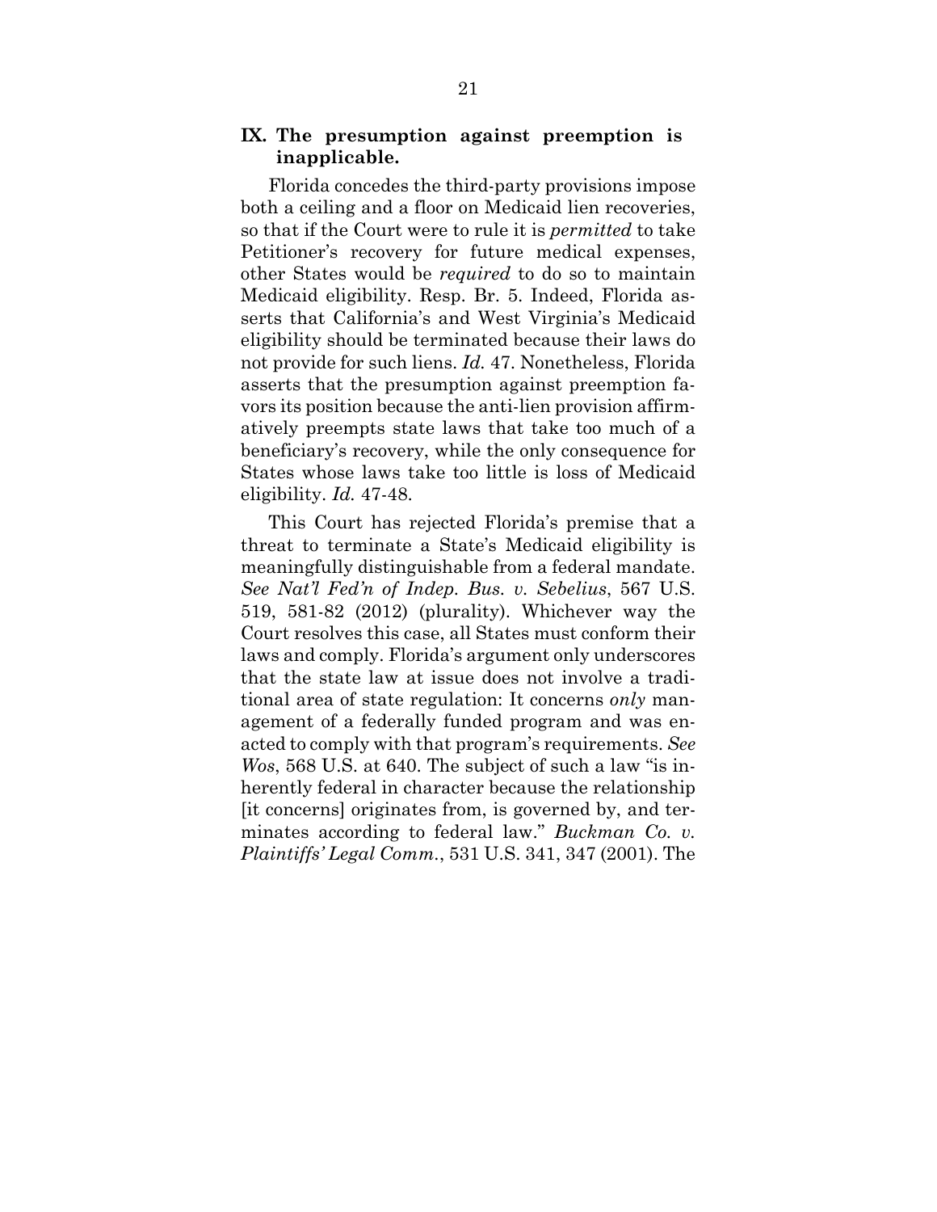## IX. The presumption against preemption is inapplicable.

Florida concedes the third-party provisions impose both a ceiling and a floor on Medicaid lien recoveries, so that if the Court were to rule it is *permitted* to take Petitioner's recovery for future medical expenses, other States would be *required* to do so to maintain Medicaid eligibility. Resp. Br. 5. Indeed, Florida asserts that California's and West Virginia's Medicaid eligibility should be terminated because their laws do not provide for such liens. *Id.* 47. Nonetheless, Florida asserts that the presumption against preemption favors its position because the anti-lien provision affirmatively preempts state laws that take too much of a beneficiary's recovery, while the only consequence for States whose laws take too little is loss of Medicaid eligibility. *Id.* 47-48.

This Court has rejected Florida's premise that a threat to terminate a State's Medicaid eligibility is meaningfully distinguishable from a federal mandate. *See Nat'l Fed'n of Indep. Bus. v. Sebelius*, 567 U.S. 519, 581-82 (2012) (plurality). Whichever way the Court resolves this case, all States must conform their laws and comply. Florida's argument only underscores that the state law at issue does not involve a traditional area of state regulation: It concerns *only* management of a federally funded program and was enacted to comply with that program's requirements. *See Wos*, 568 U.S. at 640. The subject of such a law "is inherently federal in character because the relationship [it concerns] originates from, is governed by, and terminates according to federal law." *Buckman Co. v. Plaintiffs' Legal Comm.*, 531 U.S. 341, 347 (2001). The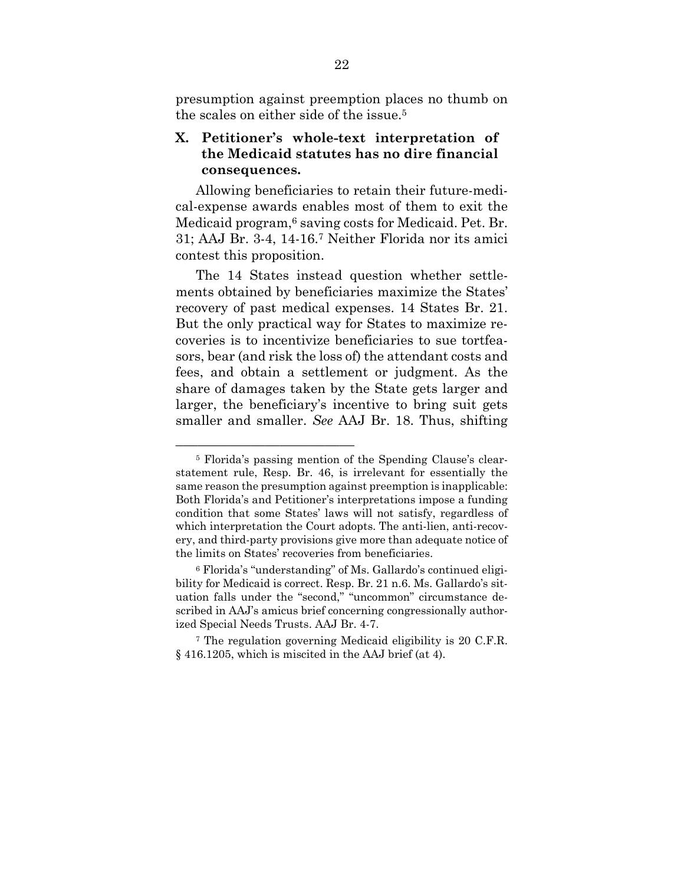presumption against preemption places no thumb on the scales on either side of the issue.[5]

## X. Petitioner's whole-text interpretation of the Medicaid statutes has no dire financial consequences.

Allowing beneficiaries to retain their future-medical-expense awards enables most of them to exit the Medicaid program,[6] saving costs for Medicaid. Pet. Br. 31; AAJ Br. 3-4, 14-16.[7] Neither Florida nor its amici contest this proposition.

The 14 States instead question whether settlements obtained by beneficiaries maximize the States' recovery of past medical expenses. 14 States Br. 21. But the only practical way for States to maximize recoveries is to incentivize beneficiaries to sue tortfeasors, bear (and risk the loss of) the attendant costs and fees, and obtain a settlement or judgment. As the share of damages taken by the State gets larger and larger, the beneficiary's incentive to bring suit gets smaller and smaller. *See* AAJ Br. 18. Thus, shifting

---

[5] Florida's passing mention of the Spending Clause's clear-statement rule, Resp. Br. 46, is irrelevant for essentially the same reason the presumption against preemption is inapplicable: Both Florida's and Petitioner's interpretations impose a funding condition that some States' laws will not satisfy, regardless of which interpretation the Court adopts. The anti-lien, anti-recovery, and third-party provisions give more than adequate notice of the limits on States' recoveries from beneficiaries.

[6] Florida's "understanding" of Ms. Gallardo's continued eligibility for Medicaid is correct. Resp. Br. 21 n.6. Ms. Gallardo's situation falls under the "second," "uncommon" circumstance described in AAJ's amicus brief concerning congressionally authorized Special Needs Trusts. AAJ Br. 4-7.

[7] The regulation governing Medicaid eligibility is 20 C.F.R. § 416.1205, which is miscited in the AAJ brief (at 4).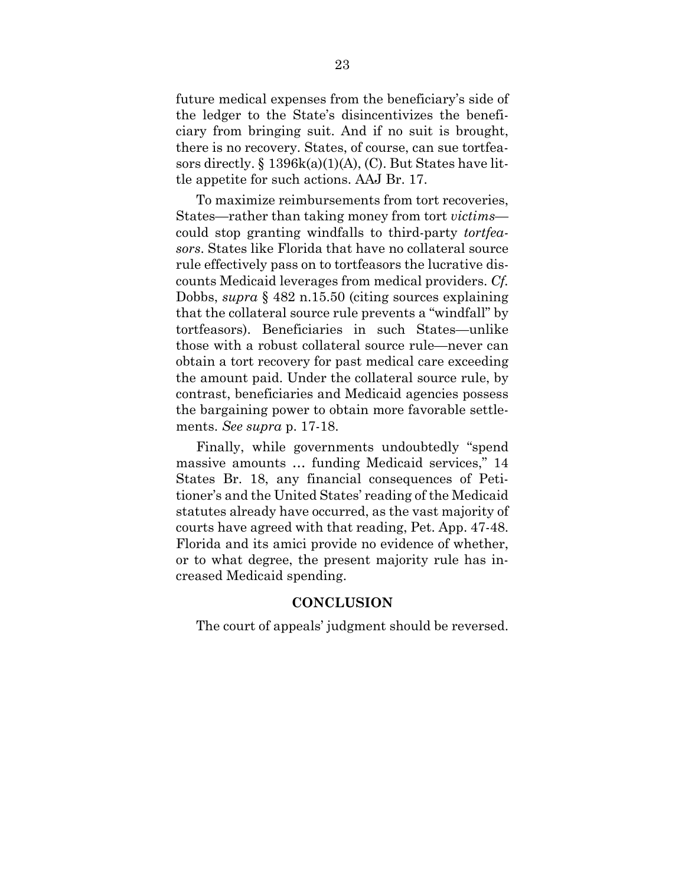future medical expenses from the beneficiary's side of the ledger to the State's disincentivizes the beneficiary from bringing suit. And if no suit is brought, there is no recovery. States, of course, can sue tortfeasors directly. § 1396k(a)(1)(A), (C). But States have little appetite for such actions. AAJ Br. 17.

To maximize reimbursements from tort recoveries, States—rather than taking money from tort *victims*—could stop granting windfalls to third-party *tortfeasors*. States like Florida that have no collateral source rule effectively pass on to tortfeasors the lucrative discounts Medicaid leverages from medical providers. *Cf.* Dobbs, *supra* § 482 n.15.50 (citing sources explaining that the collateral source rule prevents a "windfall" by tortfeasors). Beneficiaries in such States—unlike those with a robust collateral source rule—never can obtain a tort recovery for past medical care exceeding the amount paid. Under the collateral source rule, by contrast, beneficiaries and Medicaid agencies possess the bargaining power to obtain more favorable settlements. *See supra* p. 17-18.

Finally, while governments undoubtedly "spend massive amounts … funding Medicaid services," 14 States Br. 18, any financial consequences of Petitioner's and the United States' reading of the Medicaid statutes already have occurred, as the vast majority of courts have agreed with that reading, Pet. App. 47-48. Florida and its amici provide no evidence of whether, or to what degree, the present majority rule has increased Medicaid spending.

## CONCLUSION

The court of appeals' judgment should be reversed.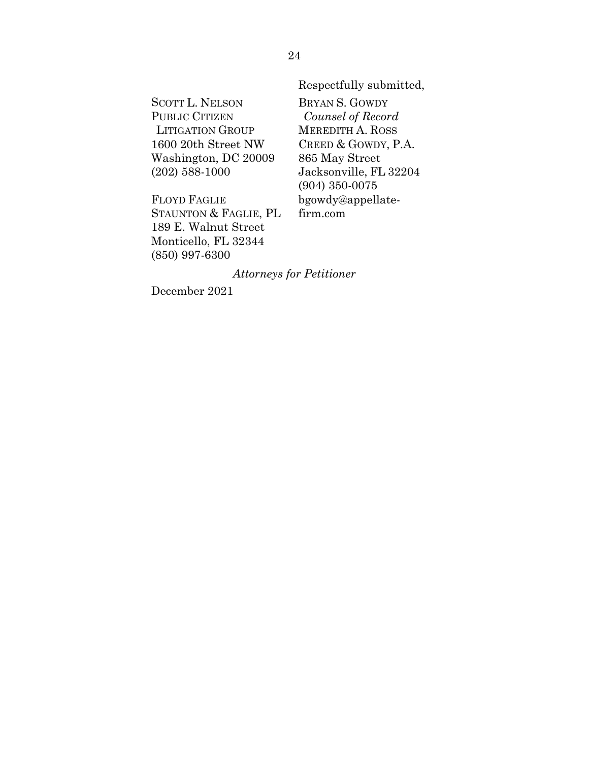Respectfully submitted,

BRYAN S. GOWDY
*Counsel of Record*
MEREDITH A. ROSS
CREED & GOWDY, P.A.
865 May Street
Jacksonville, FL 32204
(904) 350-0075
bgowdy@appellate-firm.com

SCOTT L. NELSON
PUBLIC CITIZEN
LITIGATION GROUP
1600 20th Street NW
Washington, DC 20009
(202) 588-1000

FLOYD FAGLIE
STAUNTON & FAGLIE, PL
189 E. Walnut Street
Monticello, FL 32344
(850) 997-6300

*Attorneys for Petitioner*

December 2021